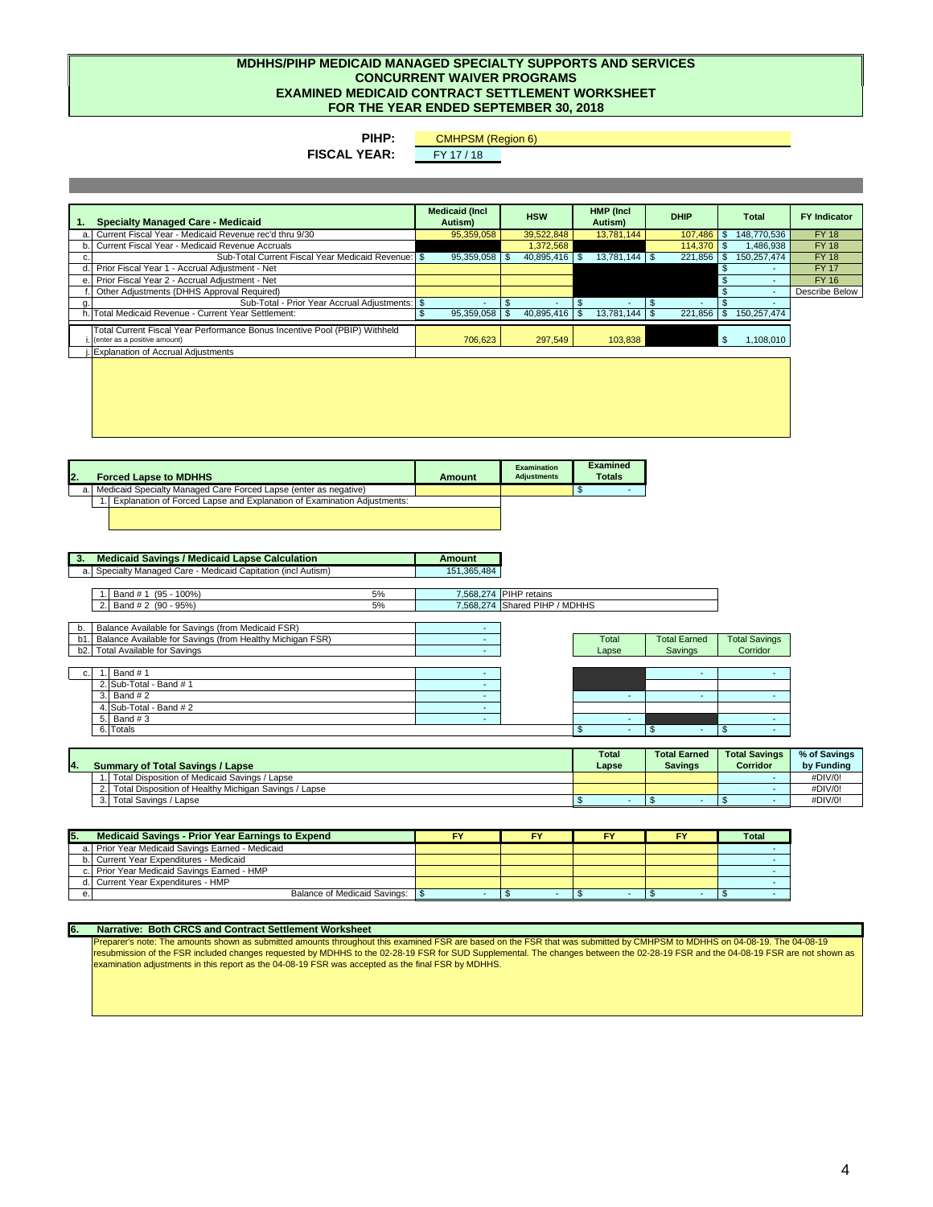# MDHHS/PIHP MEDICAID MANAGED SPECIALTY SUPPORTS AND SERVICES
## CONCURRENT WAIVER PROGRAMS
## EXAMINED MEDICAID CONTRACT SETTLEMENT WORKSHEET
## FOR THE YEAR ENDED SEPTEMBER 30, 2018

**PIHP:** CMHPSM (Region 6)

**FISCAL YEAR:** FY 17 / 18

| 1. | Specialty Managed Care - Medicaid | Medicaid (Incl Autism) | HSW | HMP (Incl Autism) | DHIP | Total | FY Indicator |
|---|---|---|---|---|---|---|---|
| a. | Current Fiscal Year - Medicaid Revenue rec'd thru 9/30 | 95,359,058 | 39,522,848 | 13,781,144 | 107,486 | $ 148,770,536 | FY 18 |
| b. | Current Fiscal Year - Medicaid Revenue Accruals | | 1,372,568 | | 114,370 | $ 1,486,938 | FY 18 |
| c. | Sub-Total Current Fiscal Year Medicaid Revenue: | $ 95,359,058 | $ 40,895,416 | $ 13,781,144 | $ 221,856 | $ 150,257,474 | FY 18 |
| d. | Prior Fiscal Year 1 - Accrual Adjustment - Net | | | | | $ - | FY 17 |
| e. | Prior Fiscal Year 2 - Accrual Adjustment - Net | | | | | $ - | FY 16 |
| f. | Other Adjustments (DHHS Approval Required) | | | | | $ - | Describe Below |
| g. | Sub-Total - Prior Year Accrual Adjustments: | $ - | $ - | $ - | $ - | $ - | |
| h. | Total Medicaid Revenue - Current Year Settlement: | $ 95,359,058 | $ 40,895,416 | $ 13,781,144 | $ 221,856 | $ 150,257,474 | |
| i. | Total Current Fiscal Year Performance Bonus Incentive Pool (PBIP) Withheld (enter as a positive amount) | 706,623 | 297,549 | 103,838 | | $ 1,108,010 | |
| j. | Explanation of Accrual Adjustments | | | | | | |

| 2. | Forced Lapse to MDHHS | Amount | Examination Adjustments | Examined Totals |
|---|---|---|---|---|
| a. | Medicaid Specialty Managed Care Forced Lapse (enter as negative) | | | $ - |
| 1. | Explanation of Forced Lapse and Explanation of Examination Adjustments: | | | |

| 3. | Medicaid Savings / Medicaid Lapse Calculation | | Amount | |
|---|---|---|---|---|
| a. | Specialty Managed Care - Medicaid Capitation (incl Autism) | | 151,365,484 | |
| 1. | Band # 1 (95 - 100%) | 5% | 7,568,274 | PIHP retains |
| 2. | Band # 2 (90 - 95%) | 5% | 7,568,274 | Shared PIHP / MDHHS |

| | | Amount | Total Lapse | Total Earned Savings | Total Savings Corridor |
|---|---|---|---|---|---|
| b. | Balance Available for Savings (from Medicaid FSR) | - | | | |
| b1. | Balance Available for Savings (from Healthy Michigan FSR) | - | | | |
| b2. | Total Available for Savings | - | | | |
| c. 1. | Band # 1 | - | | - | - |
| 2. | Sub-Total - Band # 1 | - | | | |
| 3. | Band # 2 | - | - | - | - |
| 4. | Sub-Total - Band # 2 | - | | | |
| 5. | Band # 3 | - | - | | - |
| 6. | Totals | | $ - | $ - | $ - |

| 4. | Summary of Total Savings / Lapse | Total Lapse | Total Earned Savings | Total Savings Corridor | % of Savings by Funding |
|---|---|---|---|---|---|
| 1. | Total Disposition of Medicaid Savings / Lapse | | | - | #DIV/0! |
| 2. | Total Disposition of Healthy Michigan Savings / Lapse | | | - | #DIV/0! |
| 3. | Total Savings / Lapse | $ - | $ - | $ - | #DIV/0! |

| 5. | Medicaid Savings - Prior Year Earnings to Expend | FY | FY | FY | FY | Total |
|---|---|---|---|---|---|---|
| a. | Prior Year Medicaid Savings Earned - Medicaid | | | | | - |
| b. | Current Year Expenditures - Medicaid | | | | | - |
| c. | Prior Year Medicaid Savings Earned - HMP | | | | | - |
| d. | Current Year Expenditures - HMP | | | | | - |
| e. | Balance of Medicaid Savings: | $ - | $ - | $ - | $ - | $ - |

**6. Narrative: Both CRCS and Contract Settlement Worksheet**

Preparer's note: The amounts shown as submitted amounts throughout this examined FSR are based on the FSR that was submitted by CMHPSM to MDHHS on 04-08-19. The 04-08-19 resubmission of the FSR included changes requested by MDHHS to the 02-28-19 FSR for SUD Supplemental. The changes between the 02-28-19 FSR and the 04-08-19 FSR are not shown as examination adjustments in this report as the 04-08-19 FSR was accepted as the final FSR by MDHHS.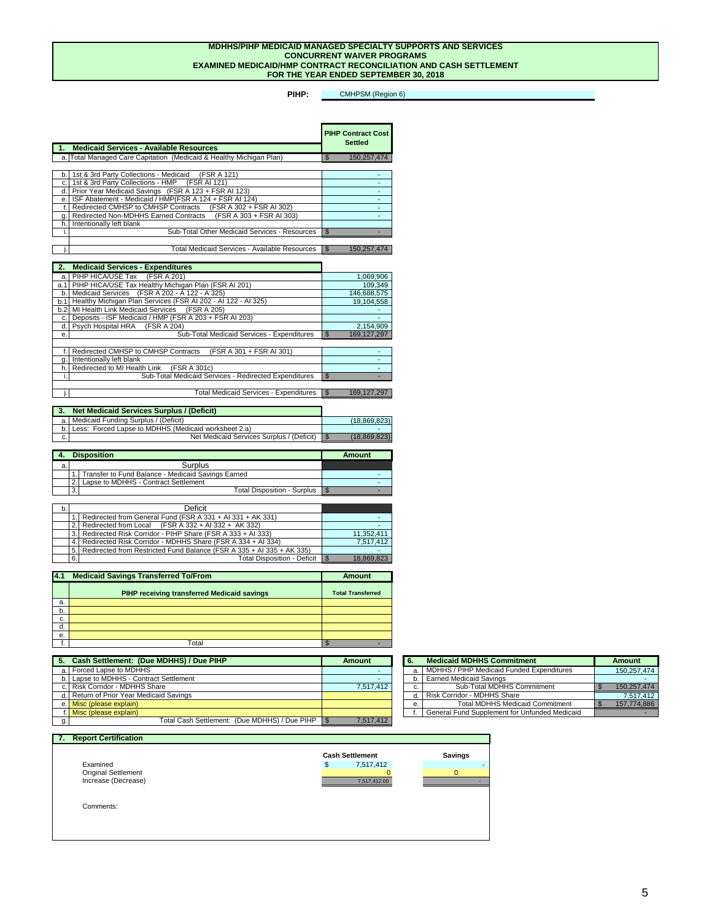# MDHHS/PIHP MEDICAID MANAGED SPECIALTY SUPPORTS AND SERVICES
## CONCURRENT WAIVER PROGRAMS
## EXAMINED MEDICAID/HMP CONTRACT RECONCILIATION AND CASH SETTLEMENT
## FOR THE YEAR ENDED SEPTEMBER 30, 2018

**PIHP:** CMHPSM (Region 6)

| | | PIHP Contract Cost Settled |
|---|---|---|
| **1.** | **Medicaid Services - Available Resources** | |
| a. | Total Managed Care Capitation (Medicaid & Healthy Michigan Plan) | $ 150,257,474 |
| b. | 1st & 3rd Party Collections - Medicaid (FSR A 121) | - |
| c. | 1st & 3rd Party Collections - HMP (FSR AI 121) | - |
| d. | Prior Year Medicaid Savings (FSR A 123 + FSR AI 123) | - |
| e. | ISF Abatement - Medicaid / HMP(FSR A 124 + FSR AI 124) | - |
| f. | Redirected CMHSP to CMHSP Contracts (FSR A 302 + FSR AI 302) | - |
| g. | Redirected Non-MDHHS Earned Contracts (FSR A 303 + FSR AI 303) | - |
| h. | Intentionally left blank | |
| i. | Sub-Total Other Medicaid Services - Resources | $ - |
| j. | Total Medicaid Services - Available Resources | $ 150,257,474 |

| | | |
|---|---|---|
| **2.** | **Medicaid Services - Expenditures** | |
| a. | PIHP HICA/USE Tax (FSR A 201) | 1,069,906 |
| a.1 | PIHP HICA/USE Tax Healthy Michigan Plan (FSR AI 201) | 109,349 |
| b. | Medicaid Services (FSR A 202 - A 122 - A 325) | 146,688,575 |
| b.1 | Healthy Michigan Plan Services (FSR AI 202 - AI 122 - AI 325) | 19,104,558 |
| b.2 | MI Health Link Medicaid Services (FSR A 205) | - |
| c. | Deposits - ISF Medicaid / HMP (FSR A 203 + FSR AI 203) | - |
| d. | Psych Hospital HRA (FSR A 204) | 2,154,909 |
| e. | Sub-Total Medicaid Services - Expenditures | $ 169,127,297 |
| f. | Redirected CMHSP to CMHSP Contracts (FSR A 301 + FSR AI 301) | - |
| g. | Intentionally left blank | - |
| h. | Redirected to MI Health Link (FSR A 301c) | - |
| i. | Sub-Total Medicaid Services - Redirected Expenditures | $ - |
| j. | Total Medicaid Services - Expenditures | $ 169,127,297 |

| | | |
|---|---|---|
| **3.** | **Net Medicaid Services Surplus / (Deficit)** | |
| a. | Medicaid Funding Surplus / (Deficit) | (18,869,823) |
| b. | Less: Forced Lapse to MDHHS (Medicaid worksheet 2.a) | - |
| c. | Net Medicaid Services Surplus / (Deficit) | $ (18,869,823) |

| | | | Amount |
|---|---|---|---|
| **4.** | **Disposition** | | **Amount** |
| a. | | Surplus | |
| | 1. | Transfer to Fund Balance - Medicaid Savings Earned | - |
| | 2. | Lapse to MDHHS - Contract Settlement | - |
| | 3. | Total Disposition - Surplus | $ - |
| b. | | Deficit | |
| | 1. | Redirected from General Fund (FSR A 331 + AI 331 + AK 331) | - |
| | 2. | Redirected from Local (FSR A 332 + AI 332 + AK 332) | - |
| | 3. | Redirected Risk Corridor - PIHP Share (FSR A 333 + AI 333) | 11,352,411 |
| | 4. | Redirected Risk Corridor - MDHHS Share (FSR A 334 + AI 334) | 7,517,412 |
| | 5. | Redirected from Restricted Fund Balance (FSR A 335 + AI 335 + AK 335) | - |
| | 6. | Total Disposition - Deficit | $ 18,869,823 |

| | | |
|---|---|---|
| **4.1** | **Medicaid Savings Transferred To/From** | **Amount** |
| | **PIHP receiving transferred Medicaid savings** | **Total Transferred** |
| a. | | |
| b. | | |
| c. | | |
| d. | | |
| e. | | |
| f. | Total | $ - |

| | | |
|---|---|---|
| **5.** | **Cash Settlement: (Due MDHHS) / Due PIHP** | **Amount** |
| a. | Forced Lapse to MDHHS | - |
| b. | Lapse to MDHHS - Contract Settlement | - |
| c. | Risk Corridor - MDHHS Share | 7,517,412 |
| d. | Return of Prior Year Medicaid Savings | |
| e. | Misc (please explain) | |
| f. | Misc (please explain) | |
| g. | Total Cash Settlement: (Due MDHHS) / Due PIHP | $ 7,517,412 |

| | | |
|---|---|---|
| **6.** | **Medicaid MDHHS Commitment** | **Amount** |
| a. | MDHHS / PIHP Medicaid Funded Expenditures | 150,257,474 |
| b. | Earned Medicaid Savings | - |
| c. | Sub-Total MDHHS Commitment | $ 150,257,474 |
| d. | Risk Corridor - MDHHS Share | 7,517,412 |
| e. | Total MDHHS Medicaid Commitment | $ 157,774,886 |
| f. | General Fund Supplement for Unfunded Medicaid | - |

**7. Report Certification**

| | Cash Settlement | Savings |
|---|---|---|
| Examined | $ 7,517,412 | - |
| Original Settlement | 0 | 0 |
| Increase (Decrease) | 7,517,412.00 | - |

Comments: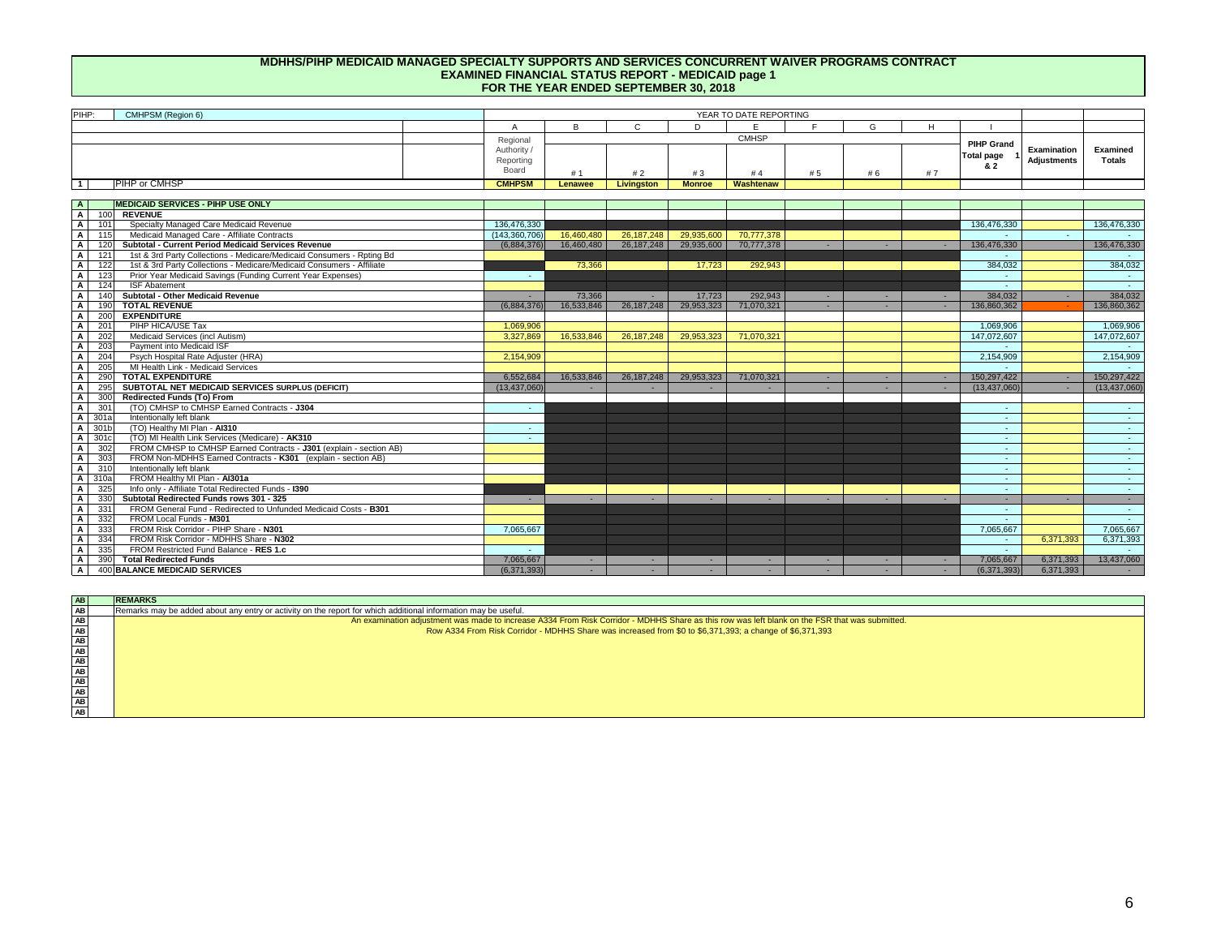# MDHHS/PIHP MEDICAID MANAGED SPECIALTY SUPPORTS AND SERVICES CONCURRENT WAIVER PROGRAMS CONTRACT
## EXAMINED FINANCIAL STATUS REPORT - MEDICAID page 1
## FOR THE YEAR ENDED SEPTEMBER 30, 2018

| PIHP: | | CMHPSM (Region 6) | YEAR TO DATE REPORTING | | | | | | | | | | |
|---|---|---|---|---|---|---|---|---|---|---|---|---|---|
| | | | A | B | C | D | E | F | G | H | I | | |
| | | | Regional Authority / Reporting Board | CMHSP | | | | | | | PIHP Grand Total page 1 & 2 | Examination Adjustments | Examined Totals |
| | | | | # 1 | # 2 | # 3 | # 4 | # 5 | # 6 | # 7 | | | |
| 1 | | PIHP or CMHSP | CMHPSM | Lenawee | Livingston | Monroe | Washtenaw | | | | | | |
| A | | **MEDICAID SERVICES - PIHP USE ONLY** | | | | | | | | | | | |
| A | 100 | **REVENUE** | | | | | | | | | | | |
| A | 101 | Specialty Managed Care Medicaid Revenue | 136,476,330 | | | | | | | | 136,476,330 | | 136,476,330 |
| A | 115 | Medicaid Managed Care - Affiliate Contracts | (143,360,706) | 16,460,480 | 26,187,248 | 29,935,600 | 70,777,378 | | | | - | - | - |
| A | 120 | **Subtotal - Current Period Medicaid Services Revenue** | (6,884,376) | 16,460,480 | 26,187,248 | 29,935,600 | 70,777,378 | - | - | - | 136,476,330 | | 136,476,330 |
| A | 121 | 1st & 3rd Party Collections - Medicare/Medicaid Consumers - Rpting Bd | | | | | | | | | - | | - |
| A | 122 | 1st & 3rd Party Collections - Medicare/Medicaid Consumers - Affiliate | | 73,366 | | 17,723 | 292,943 | | | | 384,032 | | 384,032 |
| A | 123 | Prior Year Medicaid Savings (Funding Current Year Expenses) | - | | | | | | | | - | | - |
| A | 124 | ISF Abatement | | | | | | | | | - | | - |
| A | 140 | **Subtotal - Other Medicaid Revenue** | - | 73,366 | - | 17,723 | 292,943 | - | - | - | 384,032 | - | 384,032 |
| A | 190 | **TOTAL REVENUE** | (6,884,376) | 16,533,846 | 26,187,248 | 29,953,323 | 71,070,321 | - | - | - | 136,860,362 | - | 136,860,362 |
| A | 200 | **EXPENDITURE** | | | | | | | | | | | |
| A | 201 | PIHP HICA/USE Tax | 1,069,906 | | | | | | | | 1,069,906 | | 1,069,906 |
| A | 202 | Medicaid Services (incl Autism) | 3,327,869 | 16,533,846 | 26,187,248 | 29,953,323 | 71,070,321 | | | | 147,072,607 | | 147,072,607 |
| A | 203 | Payment into Medicaid ISF | | | | | | | | | - | | - |
| A | 204 | Psych Hospital Rate Adjuster (HRA) | 2,154,909 | | | | | | | | 2,154,909 | | 2,154,909 |
| A | 205 | MI Health Link - Medicaid Services | | | | | | | | | - | | - |
| A | 290 | **TOTAL EXPENDITURE** | 6,552,684 | 16,533,846 | 26,187,248 | 29,953,323 | 71,070,321 | - | - | - | 150,297,422 | - | 150,297,422 |
| A | 295 | **SUBTOTAL NET MEDICAID SERVICES SURPLUS (DEFICIT)** | (13,437,060) | - | - | - | - | - | - | - | (13,437,060) | - | (13,437,060) |
| A | 300 | **Redirected Funds (To) From** | | | | | | | | | | | |
| A | 301 | (TO) CMHSP to CMHSP Earned Contracts - **J304** | - | | | | | | | | - | | - |
| A | 301a | Intentionally left blank | | | | | | | | | - | | - |
| A | 301b | (TO) Healthy MI Plan - **AI310** | - | | | | | | | | - | | - |
| A | 301c | (TO) MI Health Link Services (Medicare) - **AK310** | - | | | | | | | | - | | - |
| A | 302 | FROM CMHSP to CMHSP Earned Contracts - **J301** (explain - section AB) | | | | | | | | | - | | - |
| A | 303 | FROM Non-MDHHS Earned Contracts - **K301** (explain - section AB) | | | | | | | | | - | | - |
| A | 310 | Intentionally left blank | | | | | | | | | - | | - |
| A | 310a | FROM Healthy MI Plan - **AI301a** | | | | | | | | | - | | - |
| A | 325 | Info only - Affiliate Total Redirected Funds - **I390** | | | | | | | | | - | | - |
| A | 330 | **Subtotal Redirected Funds rows 301 - 325** | - | - | - | - | - | - | - | - | - | - | - |
| A | 331 | FROM General Fund - Redirected to Unfunded Medicaid Costs - **B301** | | | | | | | | | - | | - |
| A | 332 | FROM Local Funds - **M301** | | | | | | | | | - | | - |
| A | 333 | FROM Risk Corridor - PIHP Share - **N301** | 7,065,667 | | | | | | | | 7,065,667 | | 7,065,667 |
| A | 334 | FROM Risk Corridor - MDHHS Share - **N302** | | | | | | | | | - | 6,371,393 | 6,371,393 |
| A | 335 | FROM Restricted Fund Balance - **RES 1.c** | - | | | | | | | | - | | - |
| A | 390 | **Total Redirected Funds** | 7,065,667 | - | - | - | - | - | - | - | 7,065,667 | 6,371,393 | 13,437,060 |
| A | 400 | **BALANCE MEDICAID SERVICES** | (6,371,393) | - | - | - | - | - | - | - | (6,371,393) | 6,371,393 | - |

| AB | **REMARKS** |
|---|---|
| AB | Remarks may be added about any entry or activity on the report for which additional information may be useful. |
| AB | An examination adjustment was made to increase A334 From Risk Corridor - MDHHS Share as this row was left blank on the FSR that was submitted. |
| AB | Row A334 From Risk Corridor - MDHHS Share was increased from $0 to $6,371,393; a change of $6,371,393 |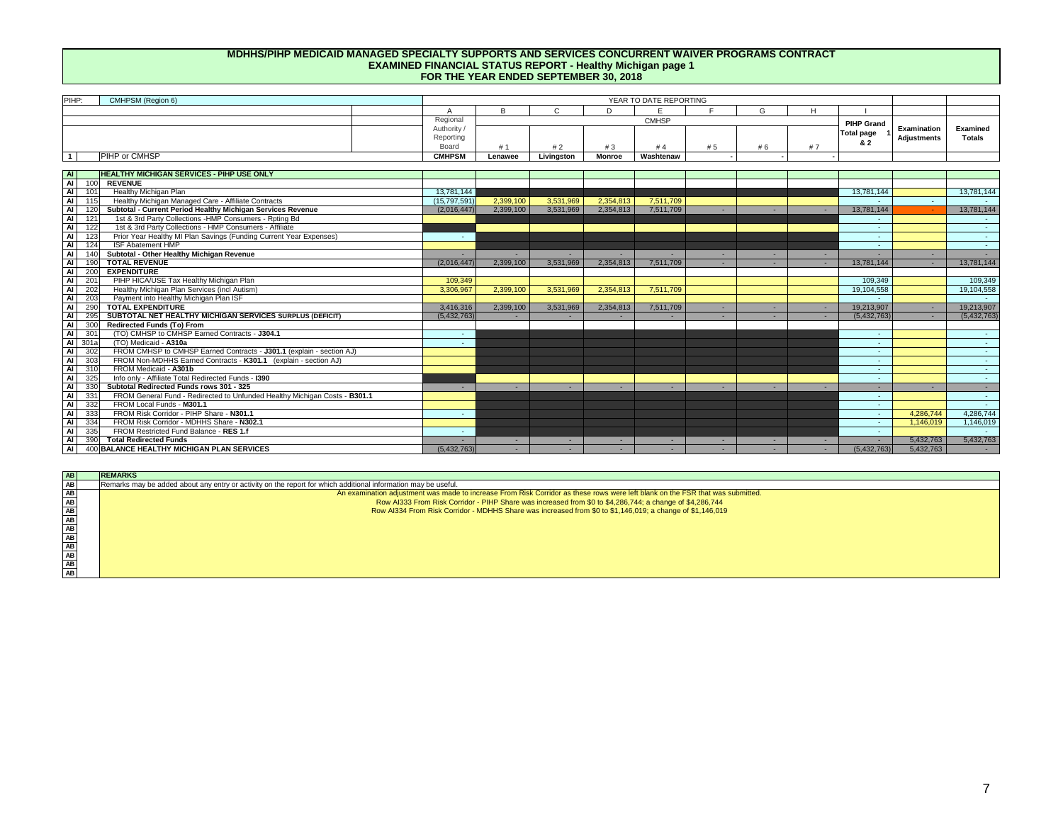# MDHHS/PIHP MEDICAID MANAGED SPECIALTY SUPPORTS AND SERVICES CONCURRENT WAIVER PROGRAMS CONTRACT
## EXAMINED FINANCIAL STATUS REPORT - Healthy Michigan page 1
## FOR THE YEAR ENDED SEPTEMBER 30, 2018

| PIHP: | CMHPSM (Region 6) | A | B | C | D | E | F | G | H | I | | |
|---|---|---|---|---|---|---|---|---|---|---|---|---|
| | | Regional Authority / Reporting Board | CMHSP #1 | #2 | #3 | #4 | #5 | #6 | #7 | PIHP Grand Total page 1 & 2 | Examination Adjustments | Examined Totals |
| 1 | PIHP or CMHSP | CMHPSM | Lenawee | Livingston | Monroe | Washtenaw | - | - | - | | | |
| AI | HEALTHY MICHIGAN SERVICES - PIHP USE ONLY | | | | | | | | | | | |
| AI 100 | REVENUE | | | | | | | | | | | |
| AI 101 | Healthy Michigan Plan | 13,781,144 | | | | | | | | 13,781,144 | | 13,781,144 |
| AI 115 | Healthy Michigan Managed Care - Affiliate Contracts | (15,797,591) | 2,399,100 | 3,531,969 | 2,354,813 | 7,511,709 | | | | - | - | - |
| AI 120 | Subtotal - Current Period Healthy Michigan Services Revenue | (2,016,447) | 2,399,100 | 3,531,969 | 2,354,813 | 7,511,709 | - | - | - | 13,781,144 | - | 13,781,144 |
| AI 121 | 1st & 3rd Party Collections -HMP Consumers - Rpting Bd | | | | | | | | | - | | - |
| AI 122 | 1st & 3rd Party Collections - HMP Consumers - Affiliate | | | | | | | | | - | | - |
| AI 123 | Prior Year Healthy MI Plan Savings (Funding Current Year Expenses) | - | | | | | | | | - | | - |
| AI 124 | ISF Abatement HMP | | | | | | | | | - | | - |
| AI 140 | Subtotal - Other Healthy Michigan Revenue | - | - | - | - | - | - | - | - | - | - | - |
| AI 190 | TOTAL REVENUE | (2,016,447) | 2,399,100 | 3,531,969 | 2,354,813 | 7,511,709 | - | - | - | 13,781,144 | - | 13,781,144 |
| AI 200 | EXPENDITURE | | | | | | | | | | | |
| AI 201 | PIHP HICA/USE Tax Healthy Michigan Plan | 109,349 | | | | | | | | 109,349 | | 109,349 |
| AI 202 | Healthy Michigan Plan Services (incl Autism) | 3,306,967 | 2,399,100 | 3,531,969 | 2,354,813 | 7,511,709 | | | | 19,104,558 | | 19,104,558 |
| AI 203 | Payment into Healthy Michigan Plan ISF | | | | | | | | | - | | - |
| AI 290 | TOTAL EXPENDITURE | 3,416,316 | 2,399,100 | 3,531,969 | 2,354,813 | 7,511,709 | - | - | - | 19,213,907 | - | 19,213,907 |
| AI 295 | SUBTOTAL NET HEALTHY MICHIGAN SERVICES SURPLUS (DEFICIT) | (5,432,763) | - | - | - | - | - | - | - | (5,432,763) | - | (5,432,763) |
| AI 300 | Redirected Funds (To) From | | | | | | | | | | | |
| AI 301 | (TO) CMHSP to CMHSP Earned Contracts - J304.1 | - | | | | | | | | - | | - |
| AI 301a | (TO) Medicaid - A310a | - | | | | | | | | - | | - |
| AI 302 | FROM CMHSP to CMHSP Earned Contracts - J301.1 (explain - section AJ) | | | | | | | | | - | | - |
| AI 303 | FROM Non-MDHHS Earned Contracts - K301.1 (explain - section AJ) | | | | | | | | | - | | - |
| AI 310 | FROM Medicaid - A301b | | | | | | | | | - | | - |
| AI 325 | Info only - Affiliate Total Redirected Funds - I390 | | | | | | | | | - | | - |
| AI 330 | Subtotal Redirected Funds rows 301 - 325 | - | - | - | - | - | - | - | - | - | - | - |
| AI 331 | FROM General Fund - Redirected to Unfunded Healthy Michigan Costs - B301.1 | | | | | | | | | - | | - |
| AI 332 | FROM Local Funds - M301.1 | | | | | | | | | - | | - |
| AI 333 | FROM Risk Corridor - PIHP Share - N301.1 | - | | | | | | | | - | 4,286,744 | 4,286,744 |
| AI 334 | FROM Risk Corridor - MDHHS Share - N302.1 | | | | | | | | | - | 1,146,019 | 1,146,019 |
| AI 335 | FROM Restricted Fund Balance - RES 1.f | - | | | | | | | | - | | - |
| AI 390 | Total Redirected Funds | - | - | - | - | - | - | - | - | - | 5,432,763 | 5,432,763 |
| AI 400 | BALANCE HEALTHY MICHIGAN PLAN SERVICES | (5,432,763) | - | - | - | - | - | - | - | (5,432,763) | 5,432,763 | - |

| AB | REMARKS |
|---|---|
| AB | Remarks may be added about any entry or activity on the report for which additional information may be useful. |
| AB | An examination adjustment was made to increase From Risk Corridor as these rows were left blank on the FSR that was submitted. |
| AB | Row AI333 From Risk Corridor - PIHP Share was increased from $0 to $4,286,744; a change of $4,286,744 |
| AB | Row AI334 From Risk Corridor - MDHHS Share was increased from $0 to $1,146,019; a change of $1,146,019 |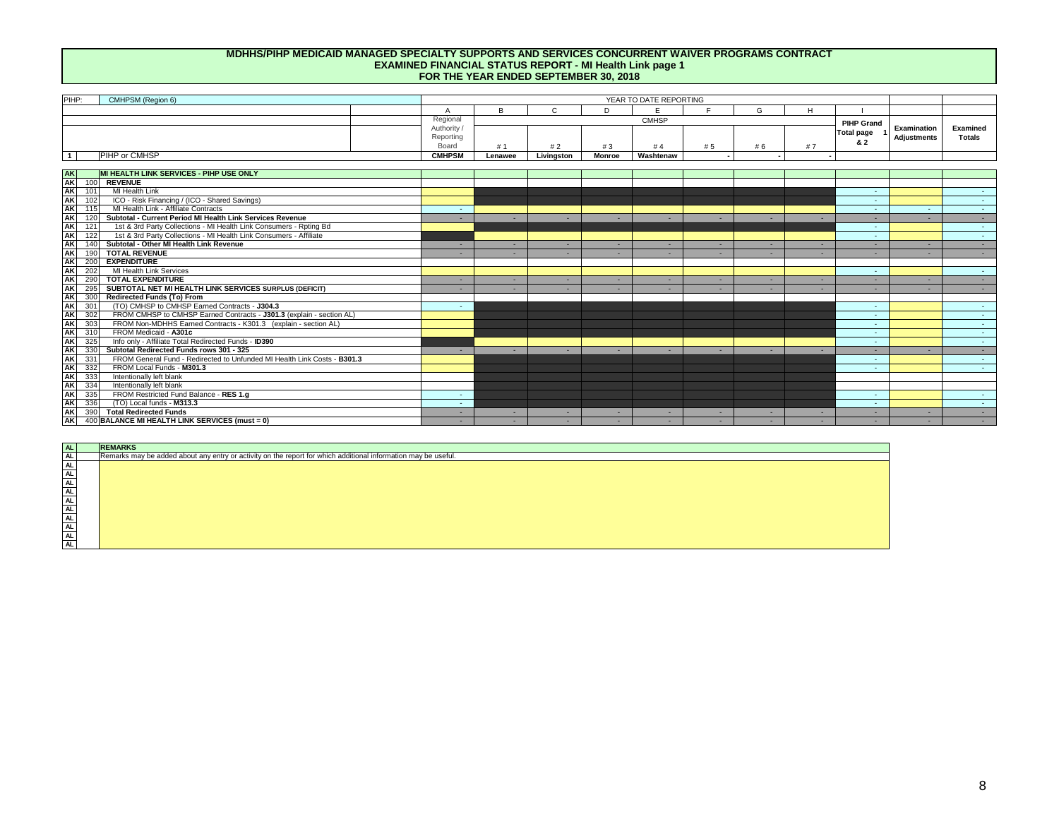# MDHHS/PIHP MEDICAID MANAGED SPECIALTY SUPPORTS AND SERVICES CONCURRENT WAIVER PROGRAMS CONTRACT
## EXAMINED FINANCIAL STATUS REPORT - MI Health Link page 1
## FOR THE YEAR ENDED SEPTEMBER 30, 2018

| PIHP: | CMHPSM (Region 6) | YEAR TO DATE REPORTING | | | | | | | | | | |
|---|---|---|---|---|---|---|---|---|---|---|---|---|
| | | A | B | C | D | E | F | G | H | I | | |
| | | Regional Authority / Reporting Board | CMHSP | | | | | | | PIHP Grand Total page 1 & 2 | Examination Adjustments | Examined Totals |
| | | | # 1 | # 2 | # 3 | # 4 | # 5 | # 6 | # 7 | | | |
| 1 | PIHP or CMHSP | CMHPSM | Lenawee | Livingston | Monroe | Washtenaw | - | - | - | | | |

| | | | A | B | C | D | E | F | G | H | I | Examination Adjustments | Examined Totals |
|---|---|---|---|---|---|---|---|---|---|---|---|---|---|
| AK | | **MI HEALTH LINK SERVICES - PIHP USE ONLY** | | | | | | | | | | | |
| AK | 100 | **REVENUE** | | | | | | | | | | | |
| AK | 101 | MI Health Link | | | | | | | | | - | | - |
| AK | 102 | ICO - Risk Financing / (ICO - Shared Savings) | | | | | | | | | - | | - |
| AK | 115 | MI Health Link - Affiliate Contracts | - | | | | | | | | - | - | - |
| AK | 120 | **Subtotal - Current Period MI Health Link Services Revenue** | - | - | - | - | - | - | - | - | - | - | - |
| AK | 121 | 1st & 3rd Party Collections - MI Health Link Consumers - Rpting Bd | | | | | | | | | - | | - |
| AK | 122 | 1st & 3rd Party Collections - MI Health Link Consumers - Affiliate | | | | | | | | | - | | - |
| AK | 140 | **Subtotal - Other MI Health Link Revenue** | - | - | - | - | - | - | - | - | - | - | - |
| AK | 190 | **TOTAL REVENUE** | - | - | - | - | - | - | - | - | - | - | - |
| AK | 200 | **EXPENDITURE** | | | | | | | | | | | |
| AK | 202 | MI Health Link Services | | | | | | | | | - | | - |
| AK | 290 | **TOTAL EXPENDITURE** | - | - | - | - | - | - | - | - | - | - | - |
| AK | 295 | **SUBTOTAL NET MI HEALTH LINK SERVICES SURPLUS (DEFICIT)** | - | - | - | - | - | - | - | - | - | - | - |
| AK | 300 | **Redirected Funds (To) From** | | | | | | | | | | | |
| AK | 301 | (TO) CMHSP to CMHSP Earned Contracts - **J304.3** | - | | | | | | | | - | | - |
| AK | 302 | FROM CMHSP to CMHSP Earned Contracts - **J301.3** (explain - section AL) | | | | | | | | | - | | - |
| AK | 303 | FROM Non-MDHHS Earned Contracts - K301.3 (explain - section AL) | | | | | | | | | - | | - |
| AK | 310 | FROM Medicaid - **A301c** | | | | | | | | | - | | - |
| AK | 325 | Info only - Affiliate Total Redirected Funds - **ID390** | | | | | | | | | - | | - |
| AK | 330 | **Subtotal Redirected Funds rows 301 - 325** | - | - | - | - | - | - | - | - | - | - | - |
| AK | 331 | FROM General Fund - Redirected to Unfunded MI Health Link Costs - **B301.3** | | | | | | | | | - | | - |
| AK | 332 | FROM Local Funds - **M301.3** | | | | | | | | | - | | - |
| AK | 333 | Intentionally left blank | | | | | | | | | | | |
| AK | 334 | Intentionally left blank | | | | | | | | | | | |
| AK | 335 | FROM Restricted Fund Balance - **RES 1.g** | - | | | | | | | | - | | - |
| AK | 336 | (TO) Local funds - **M313.3** | - | | | | | | | | - | | - |
| AK | 390 | **Total Redirected Funds** | - | - | - | - | - | - | - | - | - | - | - |
| AK | 400 | **BALANCE MI HEALTH LINK SERVICES (must = 0)** | - | - | - | - | - | - | - | - | - | - | - |

| AL | **REMARKS** |
|---|---|
| AL | Remarks may be added about any entry or activity on the report for which additional information may be useful. |
| AL | |
| AL | |
| AL | |
| AL | |
| AL | |
| AL | |
| AL | |
| AL | |
| AL | |
| AL | |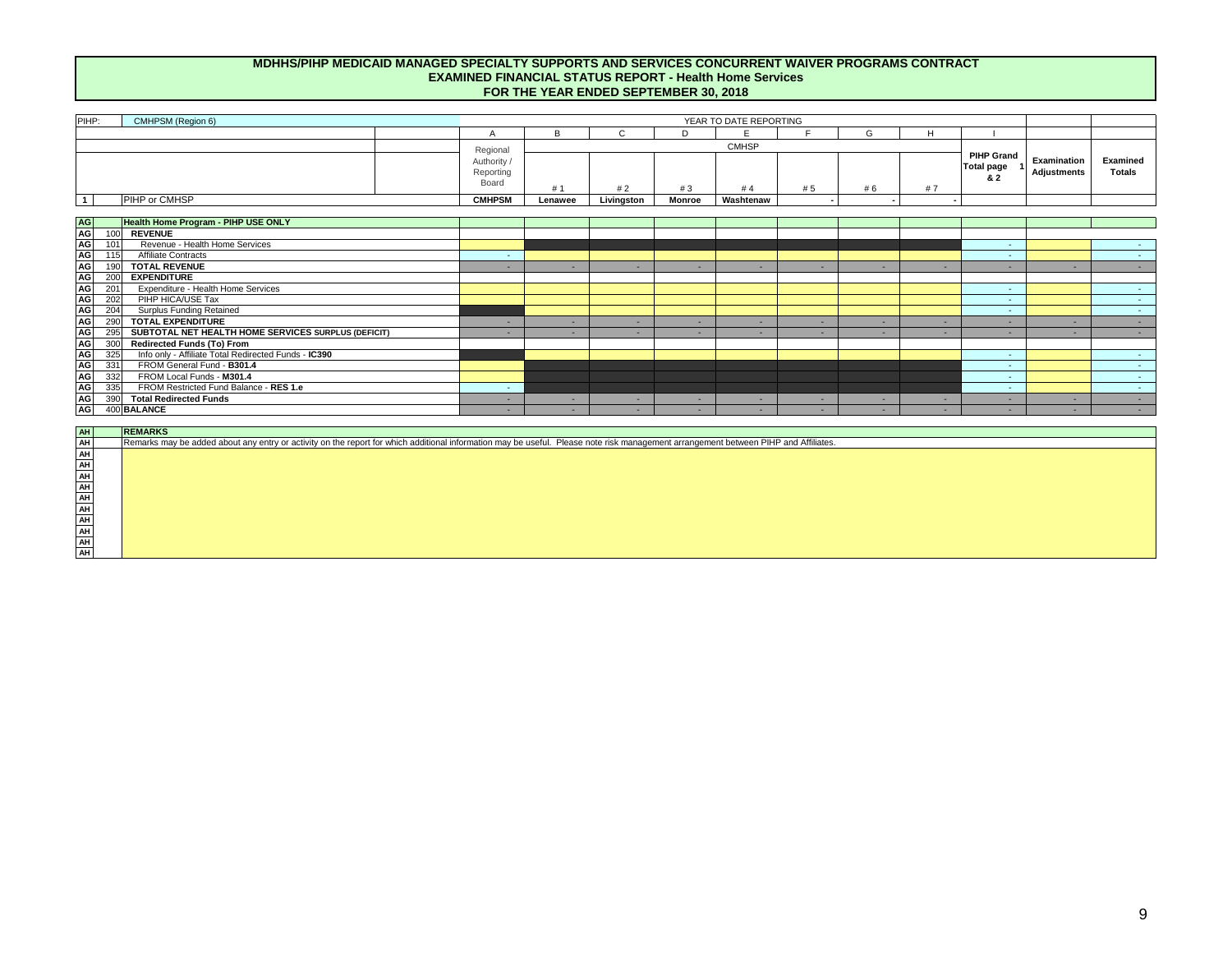# MDHHS/PIHP MEDICAID MANAGED SPECIALTY SUPPORTS AND SERVICES CONCURRENT WAIVER PROGRAMS CONTRACT
## EXAMINED FINANCIAL STATUS REPORT - Health Home Services
## FOR THE YEAR ENDED SEPTEMBER 30, 2018

| PIHP: | CMHPSM (Region 6) | YEAR TO DATE REPORTING | | | | | | | | | | |
|---|---|---|---|---|---|---|---|---|---|---|---|---|
| | | A | B | C | D | E | F | G | H | I | | |
| | | Regional Authority / Reporting Board | CMHSP | | | | | | | PIHP Grand Total page 1 & 2 | Examination Adjustments | Examined Totals |
| | | | # 1 | # 2 | # 3 | # 4 | # 5 | # 6 | # 7 | | | |
| 1 | PIHP or CMHSP | CMHPSM | Lenawee | Livingston | Monroe | Washtenaw | - | - | - | | | |

| | | | A | B | C | D | E | F | G | H | I | | |
|---|---|---|---|---|---|---|---|---|---|---|---|---|---|
| AG | | **Health Home Program - PIHP USE ONLY** | | | | | | | | | | | |
| AG | 100 | **REVENUE** | | | | | | | | | | | |
| AG | 101 | Revenue - Health Home Services | | | | | | | | | - | | - |
| AG | 115 | Affiliate Contracts | - | | | | | | | | - | | - |
| AG | 190 | **TOTAL REVENUE** | - | - | - | - | - | - | - | - | - | - | - |
| AG | 200 | **EXPENDITURE** | | | | | | | | | | | |
| AG | 201 | Expenditure - Health Home Services | | | | | | | | | - | | - |
| AG | 202 | PIHP HICA/USE Tax | | | | | | | | | - | | - |
| AG | 204 | Surplus Funding Retained | | | | | | | | | - | | - |
| AG | 290 | **TOTAL EXPENDITURE** | - | - | - | - | - | - | - | - | - | - | - |
| AG | 295 | **SUBTOTAL NET HEALTH HOME SERVICES SURPLUS (DEFICIT)** | - | - | - | - | - | - | - | - | - | - | - |
| AG | 300 | **Redirected Funds (To) From** | | | | | | | | | | | |
| AG | 325 | Info only - Affiliate Total Redirected Funds - **IC390** | | | | | | | | | - | | - |
| AG | 331 | FROM General Fund - **B301.4** | | | | | | | | | - | | - |
| AG | 332 | FROM Local Funds - **M301.4** | | | | | | | | | - | | - |
| AG | 335 | FROM Restricted Fund Balance - **RES 1.e** | - | | | | | | | | - | | - |
| AG | 390 | **Total Redirected Funds** | - | - | - | - | - | - | - | - | - | - | - |
| AG | 400 | **BALANCE** | - | - | - | - | - | - | - | - | - | - | - |

| AH | **REMARKS** |
|---|---|
| AH | Remarks may be added about any entry or activity on the report for which additional information may be useful. Please note risk management arrangement between PIHP and Affiliates. |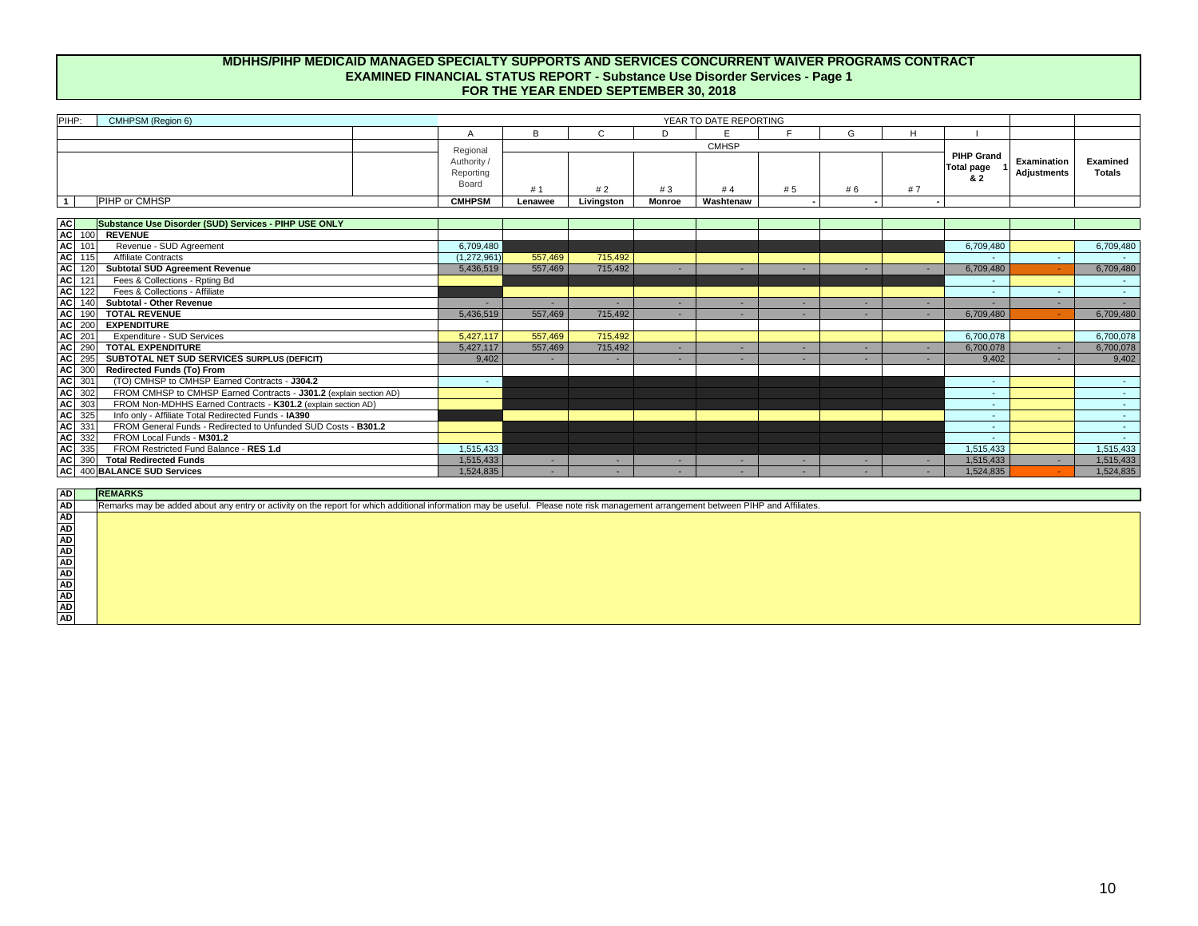# MDHHS/PIHP MEDICAID MANAGED SPECIALTY SUPPORTS AND SERVICES CONCURRENT WAIVER PROGRAMS CONTRACT
## EXAMINED FINANCIAL STATUS REPORT - Substance Use Disorder Services - Page 1
## FOR THE YEAR ENDED SEPTEMBER 30, 2018

PIHP: CMHPSM (Region 6)

| | | | YEAR TO DATE REPORTING | | | | | | | | | | |
|---|---|---|---|---|---|---|---|---|---|---|---|---|---|
| | | | A | B | C | D | E | F | G | H | I | | |
| | | | Regional Authority / Reporting Board | CMHSP | | | | | | | PIHP Grand Total page 1 & 2 | Examination Adjustments | Examined Totals |
| | | | | # 1 | # 2 | # 3 | # 4 | # 5 | # 6 | # 7 | | | |
| 1 | | PIHP or CMHSP | CMHPSM | Lenawee | Livingston | Monroe | Washtenaw | - | - | - | | | |
| AC | | **Substance Use Disorder (SUD) Services - PIHP USE ONLY** | | | | | | | | | | | |
| AC | 100 | **REVENUE** | | | | | | | | | | | |
| AC | 101 | Revenue - SUD Agreement | 6,709,480 | | | | | | | | 6,709,480 | | 6,709,480 |
| AC | 115 | Affiliate Contracts | (1,272,961) | 557,469 | 715,492 | | | | | | - | - | - |
| AC | 120 | **Subtotal SUD Agreement Revenue** | 5,436,519 | 557,469 | 715,492 | - | - | - | - | - | 6,709,480 | - | 6,709,480 |
| AC | 121 | Fees & Collections - Rpting Bd | | | | | | | | | - | | - |
| AC | 122 | Fees & Collections - Affiliate | | | | | | | | | - | - | - |
| AC | 140 | **Subtotal - Other Revenue** | - | - | - | - | - | - | - | - | - | - | - |
| AC | 190 | **TOTAL REVENUE** | 5,436,519 | 557,469 | 715,492 | - | - | - | - | - | 6,709,480 | - | 6,709,480 |
| AC | 200 | **EXPENDITURE** | | | | | | | | | | | |
| AC | 201 | Expenditure - SUD Services | 5,427,117 | 557,469 | 715,492 | | | | | | 6,700,078 | | 6,700,078 |
| AC | 290 | **TOTAL EXPENDITURE** | 5,427,117 | 557,469 | 715,492 | - | - | - | - | - | 6,700,078 | - | 6,700,078 |
| AC | 295 | **SUBTOTAL NET SUD SERVICES SURPLUS (DEFICIT)** | 9,402 | - | - | - | - | - | - | - | 9,402 | - | 9,402 |
| AC | 300 | **Redirected Funds (To) From** | | | | | | | | | | | |
| AC | 301 | (TO) CMHSP to CMHSP Earned Contracts - **J304.2** | - | | | | | | | | - | | - |
| AC | 302 | FROM CMHSP to CMHSP Earned Contracts - **J301.2** (explain section AD) | | | | | | | | | - | | - |
| AC | 303 | FROM Non-MDHHS Earned Contracts - **K301.2** (explain section AD) | | | | | | | | | - | | - |
| AC | 325 | Info only - Affiliate Total Redirected Funds - **IA390** | | | | | | | | | - | | - |
| AC | 331 | FROM General Funds - Redirected to Unfunded SUD Costs - **B301.2** | | | | | | | | | - | | - |
| AC | 332 | FROM Local Funds - **M301.2** | | | | | | | | | - | | - |
| AC | 335 | FROM Restricted Fund Balance - **RES 1.d** | 1,515,433 | | | | | | | | 1,515,433 | | 1,515,433 |
| AC | 390 | **Total Redirected Funds** | 1,515,433 | - | - | - | - | - | - | - | 1,515,433 | - | 1,515,433 |
| AC | 400 | **BALANCE SUD Services** | 1,524,835 | - | - | - | - | - | - | - | 1,524,835 | - | 1,524,835 |

| AD | **REMARKS** |
|---|---|
| AD | Remarks may be added about any entry or activity on the report for which additional information may be useful. Please note risk management arrangement between PIHP and Affiliates. |
| AD | |
| AD | |
| AD | |
| AD | |
| AD | |
| AD | |
| AD | |
| AD | |
| AD | |
| AD | |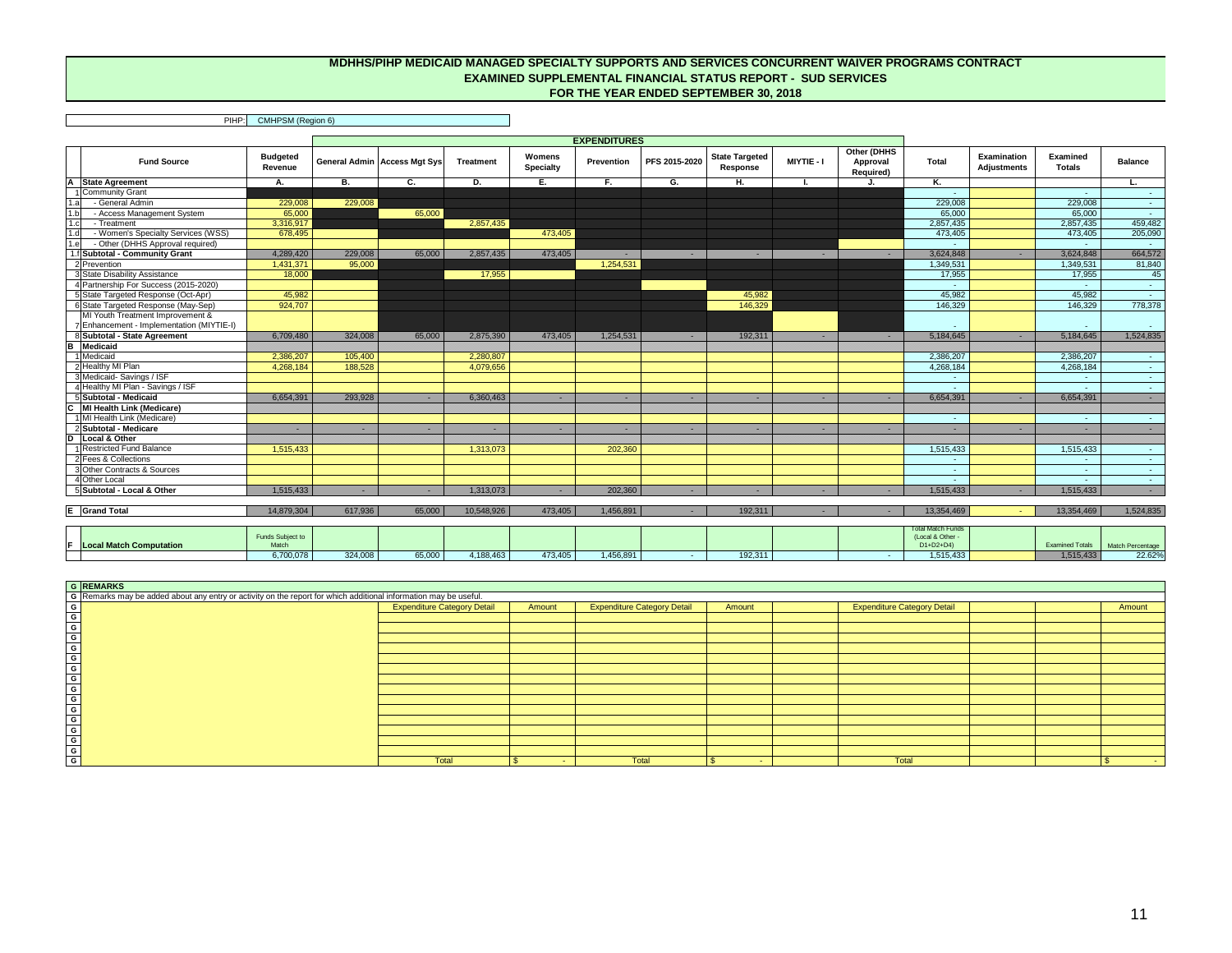# MDHHS/PIHP MEDICAID MANAGED SPECIALTY SUPPORTS AND SERVICES CONCURRENT WAIVER PROGRAMS CONTRACT
## EXAMINED SUPPLEMENTAL FINANCIAL STATUS REPORT - SUD SERVICES
## FOR THE YEAR ENDED SEPTEMBER 30, 2018

PIHP: CMHPSM (Region 6)

| | Fund Source | Budgeted Revenue | General Admin | Access Mgt Sys | Treatment | Womens Specialty | Prevention | PFS 2015-2020 | State Targeted Response | MIYTIE - I | Other (DHHS Approval Required) | Total | Examination Adjustments | Examined Totals | Balance |
|---|---|---|---|---|---|---|---|---|---|---|---|---|---|---|---|
| | | | EXPENDITURES | | | | | | | | | | | | |
| A | State Agreement | A. | B. | C. | D. | E. | F. | G. | H. | I. | J. | K. | | | L. |
| 1 | Community Grant | | | | | | | | | | | - | | - | - |
| 1.a | - General Admin | 229,008 | 229,008 | | | | | | | | | 229,008 | | 229,008 | - |
| 1.b | - Access Management System | 65,000 | | 65,000 | | | | | | | | 65,000 | | 65,000 | - |
| 1.c | - Treatment | 3,316,917 | | | 2,857,435 | | | | | | | 2,857,435 | | 2,857,435 | 459,482 |
| 1.d | - Women's Specialty Services (WSS) | 678,495 | | | | 473,405 | | | | | | 473,405 | | 473,405 | 205,090 |
| 1.e | - Other (DHHS Approval required) | | | | | | | | | | | - | | - | - |
| 1.f | Subtotal - Community Grant | 4,289,420 | 229,008 | 65,000 | 2,857,435 | 473,405 | - | - | - | - | - | 3,624,848 | - | 3,624,848 | 664,572 |
| 2 | Prevention | 1,431,371 | 95,000 | | | | 1,254,531 | | | | | 1,349,531 | | 1,349,531 | 81,840 |
| 3 | State Disability Assistance | 18,000 | | | 17,955 | | | | | | | 17,955 | | 17,955 | 45 |
| 4 | Partnership For Success (2015-2020) | | | | | | | | | | | - | | - | - |
| 5 | State Targeted Response (Oct-Apr) | 45,982 | | | | | | | 45,982 | | | 45,982 | | 45,982 | - |
| 6 | State Targeted Response (May-Sep) | 924,707 | | | | | | | 146,329 | | | 146,329 | | 146,329 | 778,378 |
| 7 | MI Youth Treatment Improvement & Enhancement - Implementation (MIYTIE-I) | | | | | | | | | | | - | | - | - |
| 8 | Subtotal - State Agreement | 6,709,480 | 324,008 | 65,000 | 2,875,390 | 473,405 | 1,254,531 | - | 192,311 | - | - | 5,184,645 | - | 5,184,645 | 1,524,835 |
| B | Medicaid | | | | | | | | | | | | | | |
| 1 | Medicaid | 2,386,207 | 105,400 | | 2,280,807 | | | | | | | 2,386,207 | | 2,386,207 | - |
| 2 | Healthy MI Plan | 4,268,184 | 188,528 | | 4,079,656 | | | | | | | 4,268,184 | | 4,268,184 | - |
| 3 | Medicaid- Savings / ISF | | | | | | | | | | | - | | - | - |
| 4 | Healthy MI Plan - Savings / ISF | | | | | | | | | | | - | | - | - |
| 5 | Subtotal - Medicaid | 6,654,391 | 293,928 | - | 6,360,463 | - | - | - | - | - | - | 6,654,391 | - | 6,654,391 | - |
| C | MI Health Link (Medicare) | | | | | | | | | | | | | | |
| 1 | MI Health Link (Medicare) | | | | | | | | | | | - | | - | - |
| 2 | Subtotal - Medicare | - | - | - | - | - | - | - | - | - | - | - | - | - | - |
| D | Local & Other | | | | | | | | | | | | | | |
| 1 | Restricted Fund Balance | 1,515,433 | | | 1,313,073 | | 202,360 | | | | | 1,515,433 | | 1,515,433 | - |
| 2 | Fees & Collections | | | | | | | | | | | - | | - | - |
| 3 | Other Contracts & Sources | | | | | | | | | | | - | | - | - |
| 4 | Other Local | | | | | | | | | | | - | | - | - |
| 5 | Subtotal - Local & Other | 1,515,433 | - | - | 1,313,073 | - | 202,360 | - | - | - | - | 1,515,433 | - | 1,515,433 | - |
| E | Grand Total | 14,879,304 | 617,936 | 65,000 | 10,548,926 | 473,405 | 1,456,891 | - | 192,311 | - | - | 13,354,469 | - | 13,354,469 | 1,524,835 |
| F | Local Match Computation | Funds Subject to Match | | | | | | | | | | Total Match Funds (Local & Other - D1+D2+D4) | | Examined Totals | Match Percentage |
| | | 6,700,078 | 324,008 | 65,000 | 4,188,463 | 473,405 | 1,456,891 | - | 192,311 | | - | 1,515,433 | | 1,515,433 | 22.62% |

| G | REMARKS | | | | | | | | |
|---|---|---|---|---|---|---|---|---|---|
| G | Remarks may be added about any entry or activity on the report for which additional information may be useful. | | | | | | | | |
| G | | Expenditure Category Detail | Amount | Expenditure Category Detail | Amount | | Expenditure Category Detail | | Amount |
| G | | | | | | | | | |
| G | | | | | | | | | |
| G | | | | | | | | | |
| G | | | | | | | | | |
| G | | | | | | | | | |
| G | | | | | | | | | |
| G | | | | | | | | | |
| G | | | | | | | | | |
| G | | | | | | | | | |
| G | | | | | | | | | |
| G | | | | | | | | | |
| G | | | | | | | | | |
| G | | | | | | | | | |
| G | | Total | $ - | Total | $ - | | Total | | $ - |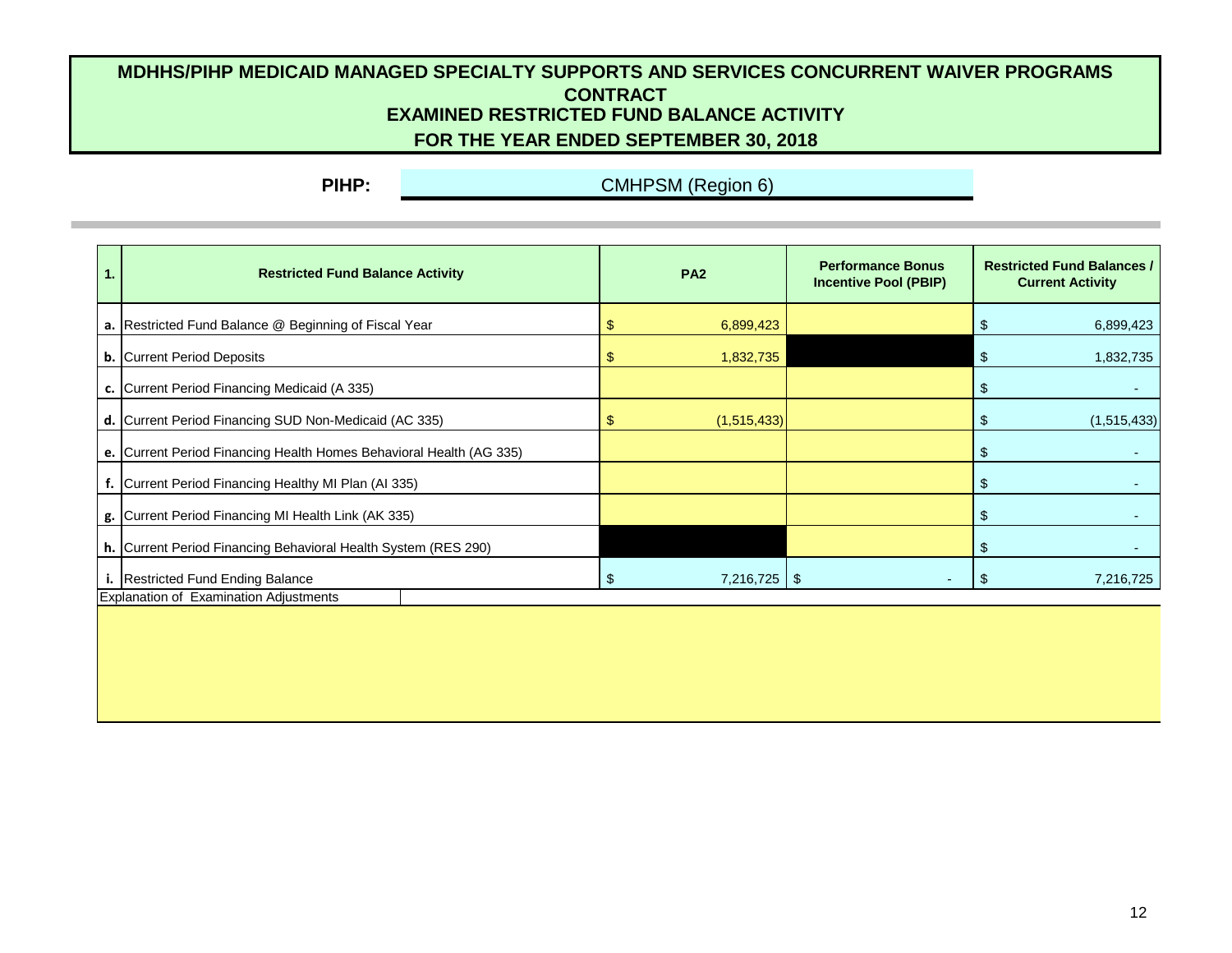# MDHHS/PIHP MEDICAID MANAGED SPECIALTY SUPPORTS AND SERVICES CONCURRENT WAIVER PROGRAMS CONTRACT

## EXAMINED RESTRICTED FUND BALANCE ACTIVITY

## FOR THE YEAR ENDED SEPTEMBER 30, 2018

**PIHP:** CMHPSM (Region 6)

| 1. | Restricted Fund Balance Activity | PA2 | Performance Bonus Incentive Pool (PBIP) | Restricted Fund Balances / Current Activity |
|---|---|---|---|---|
| a. | Restricted Fund Balance @ Beginning of Fiscal Year | $ 6,899,423 | | $ 6,899,423 |
| b. | Current Period Deposits | $ 1,832,735 | | $ 1,832,735 |
| c. | Current Period Financing Medicaid (A 335) | | | $ - |
| d. | Current Period Financing SUD Non-Medicaid (AC 335) | $ (1,515,433) | | $ (1,515,433) |
| e. | Current Period Financing Health Homes Behavioral Health (AG 335) | | | $ - |
| f. | Current Period Financing Healthy MI Plan (AI 335) | | | $ - |
| g. | Current Period Financing MI Health Link (AK 335) | | | $ - |
| h. | Current Period Financing Behavioral Health System (RES 290) | | | $ - |
| i. | Restricted Fund Ending Balance | $ 7,216,725 | $ - | $ 7,216,725 |

Explanation of Examination Adjustments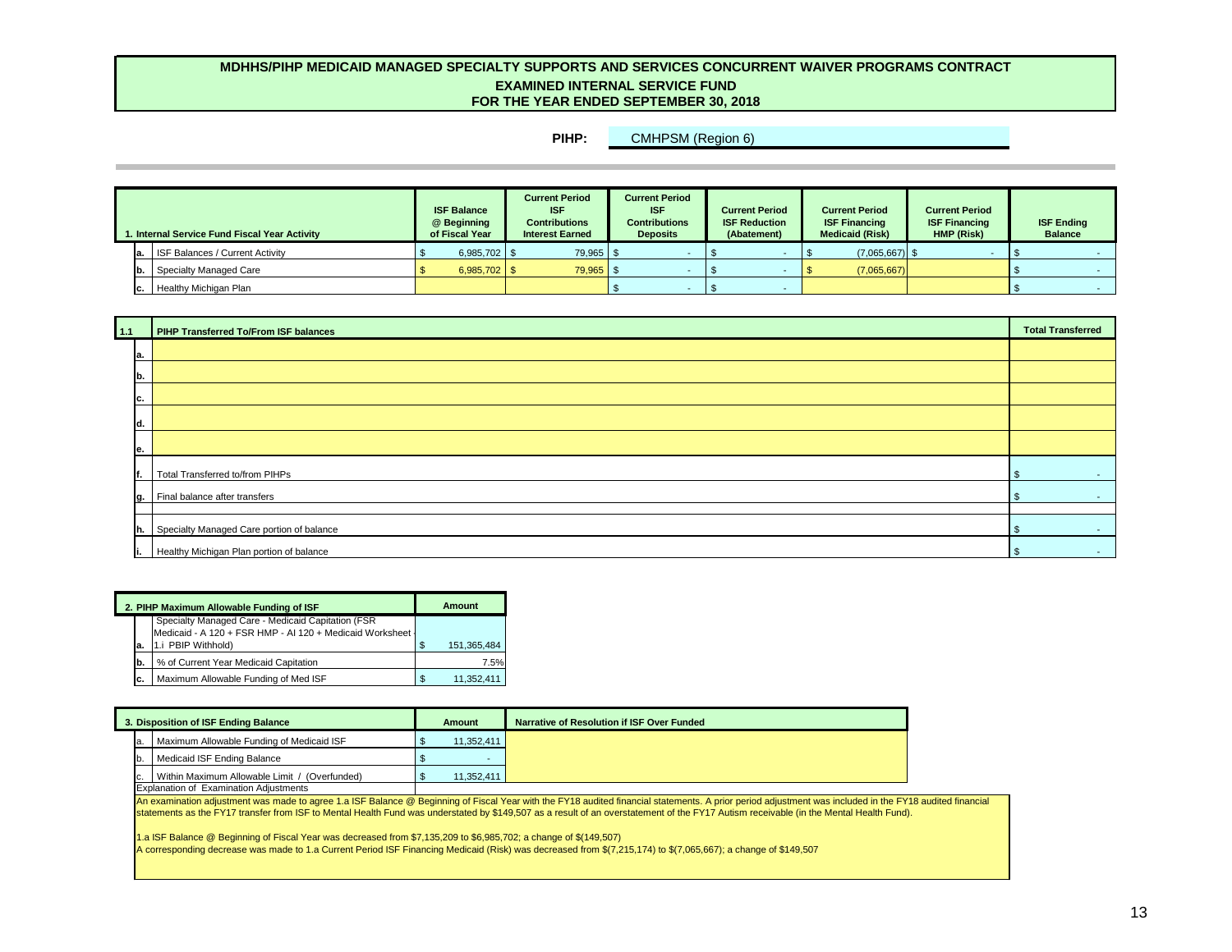# MDHHS/PIHP MEDICAID MANAGED SPECIALTY SUPPORTS AND SERVICES CONCURRENT WAIVER PROGRAMS CONTRACT
## EXAMINED INTERNAL SERVICE FUND
## FOR THE YEAR ENDED SEPTEMBER 30, 2018

**PIHP:** CMHPSM (Region 6)

| | 1. Internal Service Fund Fiscal Year Activity | ISF Balance @ Beginning of Fiscal Year | Current Period ISF Contributions Interest Earned | Current Period ISF Contributions Deposits | Current Period ISF Reduction (Abatement) | Current Period ISF Financing Medicaid (Risk) | Current Period ISF Financing HMP (Risk) | ISF Ending Balance |
|---|---|---|---|---|---|---|---|---|
| a. | ISF Balances / Current Activity | $ 6,985,702 | $ 79,965 | $ - | $ - | $ (7,065,667) | $ - | $ - |
| b. | Specialty Managed Care | $ 6,985,702 | $ 79,965 | $ - | $ - | $ (7,065,667) | | $ - |
| c. | Healthy Michigan Plan | | | $ - | $ - | | | $ - |

| 1.1 | PIHP Transferred To/From ISF balances | Total Transferred |
|---|---|---|
| a. | | |
| b. | | |
| c. | | |
| d. | | |
| e. | | |
| f. | Total Transferred to/from PIHPs | $ - |
| g. | Final balance after transfers | $ - |
| h. | Specialty Managed Care portion of balance | $ - |
| i. | Healthy Michigan Plan portion of balance | $ - |

| | 2. PIHP Maximum Allowable Funding of ISF | Amount |
|---|---|---|
| a. | Specialty Managed Care - Medicaid Capitation (FSR Medicaid - A 120 + FSR HMP - AI 120 + Medicaid Worksheet - 1.i PBIP Withhold) | $ 151,365,484 |
| b. | % of Current Year Medicaid Capitation | 7.5% |
| c. | Maximum Allowable Funding of Med ISF | $ 11,352,411 |

| | 3. Disposition of ISF Ending Balance | Amount | Narrative of Resolution if ISF Over Funded |
|---|---|---|---|
| a. | Maximum Allowable Funding of Medicaid ISF | $ 11,352,411 | |
| b. | Medicaid ISF Ending Balance | $ - | |
| c. | Within Maximum Allowable Limit / (Overfunded) | $ 11,352,411 | |

Explanation of Examination Adjustments

An examination adjustment was made to agree 1.a ISF Balance @ Beginning of Fiscal Year with the FY18 audited financial statements. A prior period adjustment was included in the FY18 audited financial statements as the FY17 transfer from ISF to Mental Health Fund was understaded by $149,507 as a result of an overstatement of the FY17 Autism receivable (in the Mental Health Fund).

1.a ISF Balance @ Beginning of Fiscal Year was decreased from $7,135,209 to $6,985,702; a change of $(149,507)
A corresponding decrease was made to 1.a Current Period ISF Financing Medicaid (Risk) was decreased from $(7,215,174) to $(7,065,667); a change of $149,507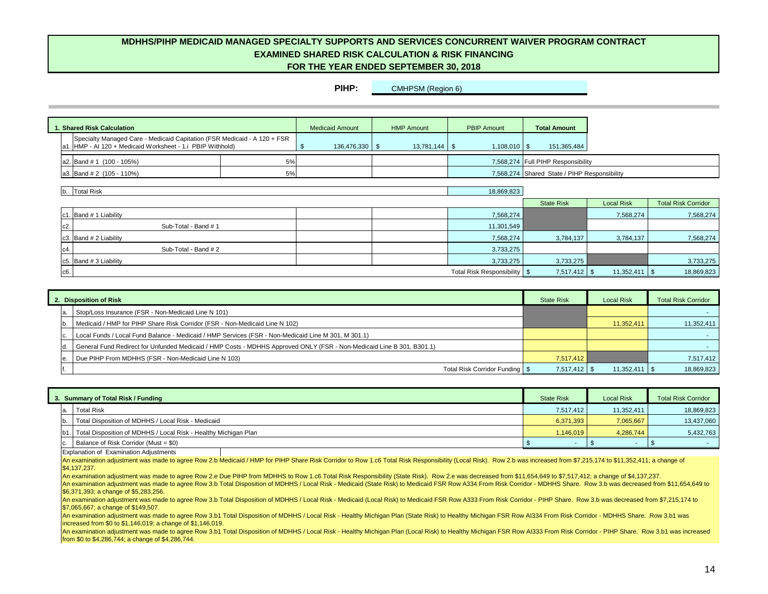# MDHHS/PIHP MEDICAID MANAGED SPECIALTY SUPPORTS AND SERVICES CONCURRENT WAIVER PROGRAM CONTRACT

## EXAMINED SHARED RISK CALCULATION & RISK FINANCING

## FOR THE YEAR ENDED SEPTEMBER 30, 2018

**PIHP:** CMHPSM (Region 6)

| 1. Shared Risk Calculation | | Medicaid Amount | HMP Amount | PBIP Amount | Total Amount | | |
|---|---|---|---|---|---|---|---|
| a1. Specialty Managed Care - Medicaid Capitation (FSR Medicaid - A 120 + FSR HMP - AI 120 + Medicaid Worksheet - 1.i PBIP Withhold) | | $ 136,476,330 | $ 13,781,144 | $ 1,108,010 | $ 151,365,484 | | |
| a2. Band # 1 (100 - 105%) | 5% | | | 7,568,274 | Full PIHP Responsibility | | |
| a3. Band # 2 (105 - 110%) | 5% | | | 7,568,274 | Shared State / PIHP Responsibility | | |
| b. Total Risk | | | | 18,869,823 | | | |
| | | | | | State Risk | Local Risk | Total Risk Corridor |
| c1. Band # 1 Liability | | | | 7,568,274 | | 7,568,274 | 7,568,274 |
| c2. Sub-Total - Band # 1 | | | | 11,301,549 | | | |
| c3. Band # 2 Liability | | | | 7,568,274 | 3,784,137 | 3,784,137 | 7,568,274 |
| c4. Sub-Total - Band # 2 | | | | 3,733,275 | | | |
| c5. Band # 3 Liability | | | | 3,733,275 | 3,733,275 | | 3,733,275 |
| c6. | | | | Total Risk Responsibility | $ 7,517,412 | $ 11,352,411 | $ 18,869,823 |

| 2. Disposition of Risk | State Risk | Local Risk | Total Risk Corridor |
|---|---|---|---|
| a. Stop/Loss Insurance (FSR - Non-Medicaid Line N 101) | | | - |
| b. Medicaid / HMP for PIHP Share Risk Corridor (FSR - Non-Medicaid Line N 102) | | 11,352,411 | 11,352,411 |
| c. Local Funds / Local Fund Balance - Medicaid / HMP Services (FSR - Non-Medicaid Line M 301, M 301.1) | | | - |
| d. General Fund Redirect for Unfunded Medicaid / HMP Costs - MDHHS Approved ONLY (FSR - Non-Medicaid Line B 301, B301.1) | | | - |
| e. Due PIHP From MDHHS (FSR - Non-Medicaid Line N 103) | 7,517,412 | | 7,517,412 |
| f. Total Risk Corridor Funding | $ 7,517,412 | $ 11,352,411 | $ 18,869,823 |

| 3. Summary of Total Risk / Funding | State Risk | Local Risk | Total Risk Corridor |
|---|---|---|---|
| a. Total Risk | 7,517,412 | 11,352,411 | 18,869,823 |
| b. Total Disposition of MDHHS / Local Risk - Medicaid | 6,371,393 | 7,065,667 | 13,437,060 |
| b1. Total Disposition of MDHHS / Local Risk - Healthy Michigan Plan | 1,146,019 | 4,286,744 | 5,432,763 |
| c. Balance of Risk Corridor (Must = $0) | $ - | $ - | $ - |

Explanation of Examination Adjustments

An examination adjustment was made to agree Row 2.b Medicaid / HMP for PIHP Share Risk Corridor to Row 1.c6 Total Risk Responsibility (Local Risk). Row 2.b was increased from $7,215,174 to $11,352,411; a change of $4,137,237.

An examination adjustment was made to agree Row 2.e Due PIHP from MDHHS to Row 1.c6 Total Risk Responsibility (State Risk). Row 2.e was decreased from $11,654,649 to $7,517,412; a change of $4,137,237.

An examination adjustment was made to agree Row 3.b Total Disposition of MDHHS / Local Risk - Medicaid (State Risk) to Medicaid FSR Row A334 From Risk Corridor - MDHHS Share. Row 3.b was decreased from $11,654,649 to $6,371,393; a change of $5,283,256.

An examination adjustment was made to agree Row 3.b Total Disposition of MDHHS / Local Risk - Medicaid (Local Risk) to Medicaid FSR Row A333 From Risk Corridor - PIHP Share. Row 3.b was decreased from $7,215,174 to $7,065,667; a change of $149,507.

An examination adjustment was made to agree Row 3.b1 Total Disposition of MDHHS / Local Risk - Healthy Michigan Plan (State Risk) to Healthy Michigan FSR Row AI334 From Risk Corridor - MDHHS Share. Row 3.b1 was increased from $0 to $1,146,019; a change of $1,146,019.

An examination adjustment was made to agree Row 3.b1 Total Disposition of MDHHS / Local Risk - Healthy Michigan Plan (Local Risk) to Healthy Michigan FSR Row AI333 From Risk Corridor - PIHP Share. Row 3.b1 was increased from $0 to $4,286,744; a change of $4,286,744.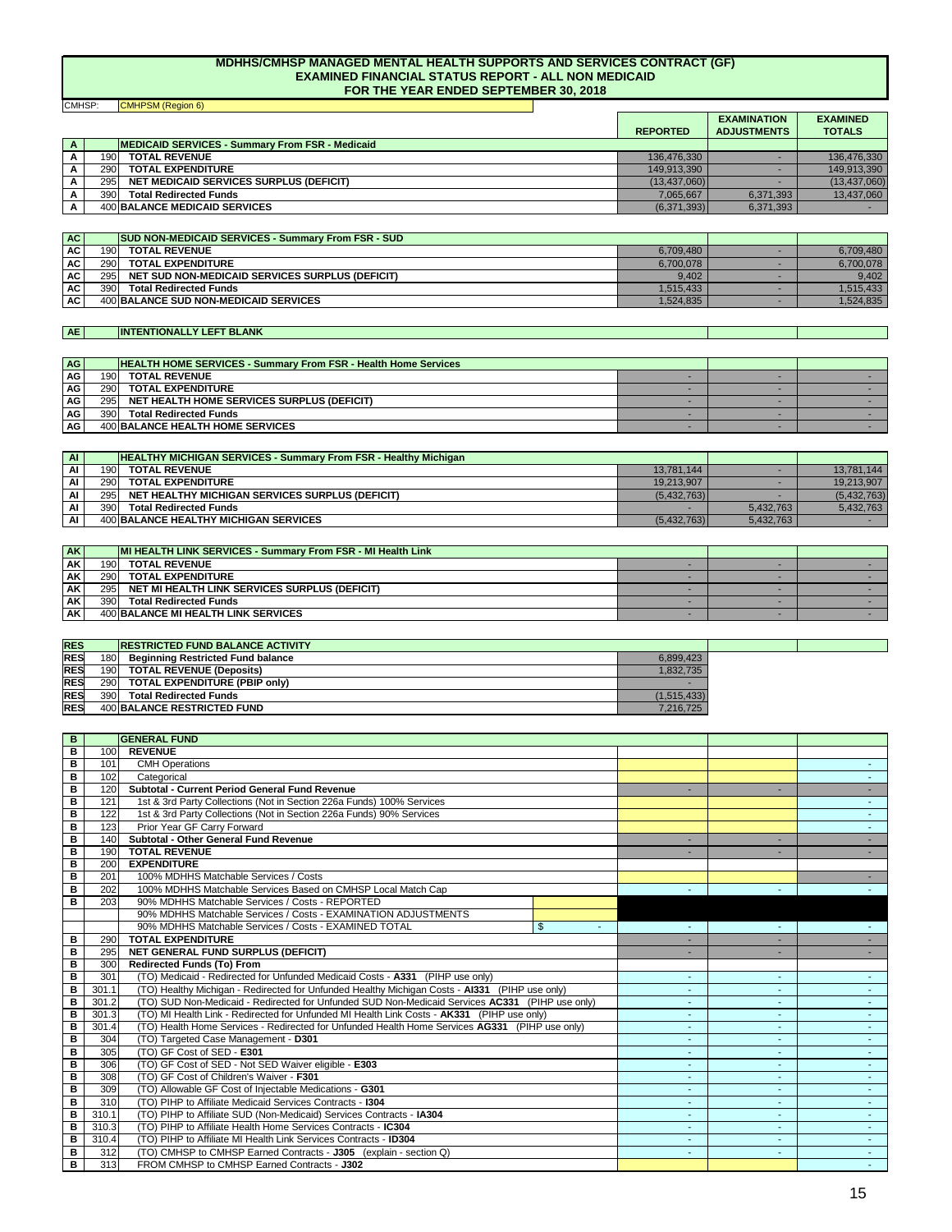# MDHHS/CMHSP MANAGED MENTAL HEALTH SUPPORTS AND SERVICES CONTRACT (GF)
## EXAMINED FINANCIAL STATUS REPORT - ALL NON MEDICAID
## FOR THE YEAR ENDED SEPTEMBER 30, 2018

CMHSP: CMHPSM (Region 6)

| | | | REPORTED | EXAMINATION ADJUSTMENTS | EXAMINED TOTALS |
|---|---|---|---|---|---|
| A | | **MEDICAID SERVICES - Summary From FSR - Medicaid** | | | |
| A | 190 | **TOTAL REVENUE** | 136,476,330 | - | 136,476,330 |
| A | 290 | **TOTAL EXPENDITURE** | 149,913,390 | - | 149,913,390 |
| A | 295 | **NET MEDICAID SERVICES SURPLUS (DEFICIT)** | (13,437,060) | - | (13,437,060) |
| A | 390 | **Total Redirected Funds** | 7,065,667 | 6,371,393 | 13,437,060 |
| A | 400 | **BALANCE MEDICAID SERVICES** | (6,371,393) | 6,371,393 | - |
| | | | | | |
| AC | | **SUD NON-MEDICAID SERVICES - Summary From FSR - SUD** | | | |
| AC | 190 | **TOTAL REVENUE** | 6,709,480 | - | 6,709,480 |
| AC | 290 | **TOTAL EXPENDITURE** | 6,700,078 | - | 6,700,078 |
| AC | 295 | **NET SUD NON-MEDICAID SERVICES SURPLUS (DEFICIT)** | 9,402 | - | 9,402 |
| AC | 390 | **Total Redirected Funds** | 1,515,433 | - | 1,515,433 |
| AC | 400 | **BALANCE SUD NON-MEDICAID SERVICES** | 1,524,835 | - | 1,524,835 |
| | | | | | |
| AE | | **INTENTIONALLY LEFT BLANK** | | | |
| | | | | | |
| AG | | **HEALTH HOME SERVICES - Summary From FSR - Health Home Services** | | | |
| AG | 190 | **TOTAL REVENUE** | - | - | - |
| AG | 290 | **TOTAL EXPENDITURE** | - | - | - |
| AG | 295 | **NET HEALTH HOME SERVICES SURPLUS (DEFICIT)** | - | - | - |
| AG | 390 | **Total Redirected Funds** | - | - | - |
| AG | 400 | **BALANCE HEALTH HOME SERVICES** | - | - | - |
| | | | | | |
| AI | | **HEALTHY MICHIGAN SERVICES - Summary From FSR - Healthy Michigan** | | | |
| AI | 190 | **TOTAL REVENUE** | 13,781,144 | - | 13,781,144 |
| AI | 290 | **TOTAL EXPENDITURE** | 19,213,907 | - | 19,213,907 |
| AI | 295 | **NET HEALTHY MICHIGAN SERVICES SURPLUS (DEFICIT)** | (5,432,763) | - | (5,432,763) |
| AI | 390 | **Total Redirected Funds** | - | 5,432,763 | 5,432,763 |
| AI | 400 | **BALANCE HEALTHY MICHIGAN SERVICES** | (5,432,763) | 5,432,763 | - |
| | | | | | |
| AK | | **MI HEALTH LINK SERVICES - Summary From FSR - MI Health Link** | | | |
| AK | 190 | **TOTAL REVENUE** | - | - | - |
| AK | 290 | **TOTAL EXPENDITURE** | - | - | - |
| AK | 295 | **NET MI HEALTH LINK SERVICES SURPLUS (DEFICIT)** | - | - | - |
| AK | 390 | **Total Redirected Funds** | - | - | - |
| AK | 400 | **BALANCE MI HEALTH LINK SERVICES** | - | - | - |
| | | | | | |
| RES | | **RESTRICTED FUND BALANCE ACTIVITY** | | | |
| RES | 180 | **Beginning Restricted Fund balance** | 6,899,423 | | |
| RES | 190 | **TOTAL REVENUE (Deposits)** | 1,832,735 | | |
| RES | 290 | **TOTAL EXPENDITURE (PBIP only)** | - | | |
| RES | 390 | **Total Redirected Funds** | (1,515,433) | | |
| RES | 400 | **BALANCE RESTRICTED FUND** | 7,216,725 | | |
| | | | | | |
| B | | **GENERAL FUND** | | | |
| B | 100 | **REVENUE** | | | |
| B | 101 | CMH Operations | | | - |
| B | 102 | Categorical | | | - |
| B | 120 | **Subtotal - Current Period General Fund Revenue** | - | - | - |
| B | 121 | 1st & 3rd Party Collections (Not in Section 226a Funds) 100% Services | | | - |
| B | 122 | 1st & 3rd Party Collections (Not in Section 226a Funds) 90% Services | | | - |
| B | 123 | Prior Year GF Carry Forward | | | - |
| B | 140 | **Subtotal - Other General Fund Revenue** | - | - | - |
| B | 190 | **TOTAL REVENUE** | - | - | - |
| B | 200 | **EXPENDITURE** | | | |
| B | 201 | 100% MDHHS Matchable Services / Costs | | | - |
| B | 202 | 100% MDHHS Matchable Services Based on CMHSP Local Match Cap | - | - | - |
| B | 203 | 90% MDHHS Matchable Services / Costs - REPORTED | | | |
| | | 90% MDHHS Matchable Services / Costs - EXAMINATION ADJUSTMENTS | | | |
| | | 90% MDHHS Matchable Services / Costs - EXAMINED TOTAL $ - | - | - | - |
| B | 290 | **TOTAL EXPENDITURE** | - | - | - |
| B | 295 | **NET GENERAL FUND SURPLUS (DEFICIT)** | - | - | - |
| B | 300 | **Redirected Funds (To) From** | | | |
| B | 301 | (TO) Medicaid - Redirected for Unfunded Medicaid Costs - **A331** (PIHP use only) | - | - | - |
| B | 301.1 | (TO) Healthy Michigan - Redirected for Unfunded Healthy Michigan Costs - **AI331** (PIHP use only) | - | - | - |
| B | 301.2 | (TO) SUD Non-Medicaid - Redirected for Unfunded SUD Non-Medicaid Services **AC331** (PIHP use only) | - | - | - |
| B | 301.3 | (TO) MI Health Link - Redirected for Unfunded MI Health Link Costs - **AK331** (PIHP use only) | - | - | - |
| B | 301.4 | (TO) Health Home Services - Redirected for Unfunded Health Home Services **AG331** (PIHP use only) | - | - | - |
| B | 304 | (TO) Targeted Case Management - **D301** | - | - | - |
| B | 305 | (TO) GF Cost of SED - **E301** | - | - | - |
| B | 306 | (TO) GF Cost of SED - Not SED Waiver eligible - **E303** | - | - | - |
| B | 308 | (TO) GF Cost of Children's Waiver - **F301** | - | - | - |
| B | 309 | (TO) Allowable GF Cost of Injectable Medications - **G301** | - | - | - |
| B | 310 | (TO) PIHP to Affiliate Medicaid Services Contracts - **I304** | - | - | - |
| B | 310.1 | (TO) PIHP to Affiliate SUD (Non-Medicaid) Services Contracts - **IA304** | - | - | - |
| B | 310.3 | (TO) PIHP to Affiliate Health Home Services Contracts - **IC304** | - | - | - |
| B | 310.4 | (TO) PIHP to Affiliate MI Health Link Services Contracts - **ID304** | - | - | - |
| B | 312 | (TO) CMHSP to CMHSP Earned Contracts - **J305** (explain - section Q) | - | - | - |
| B | 313 | FROM CMHSP to CMHSP Earned Contracts - **J302** | | | - |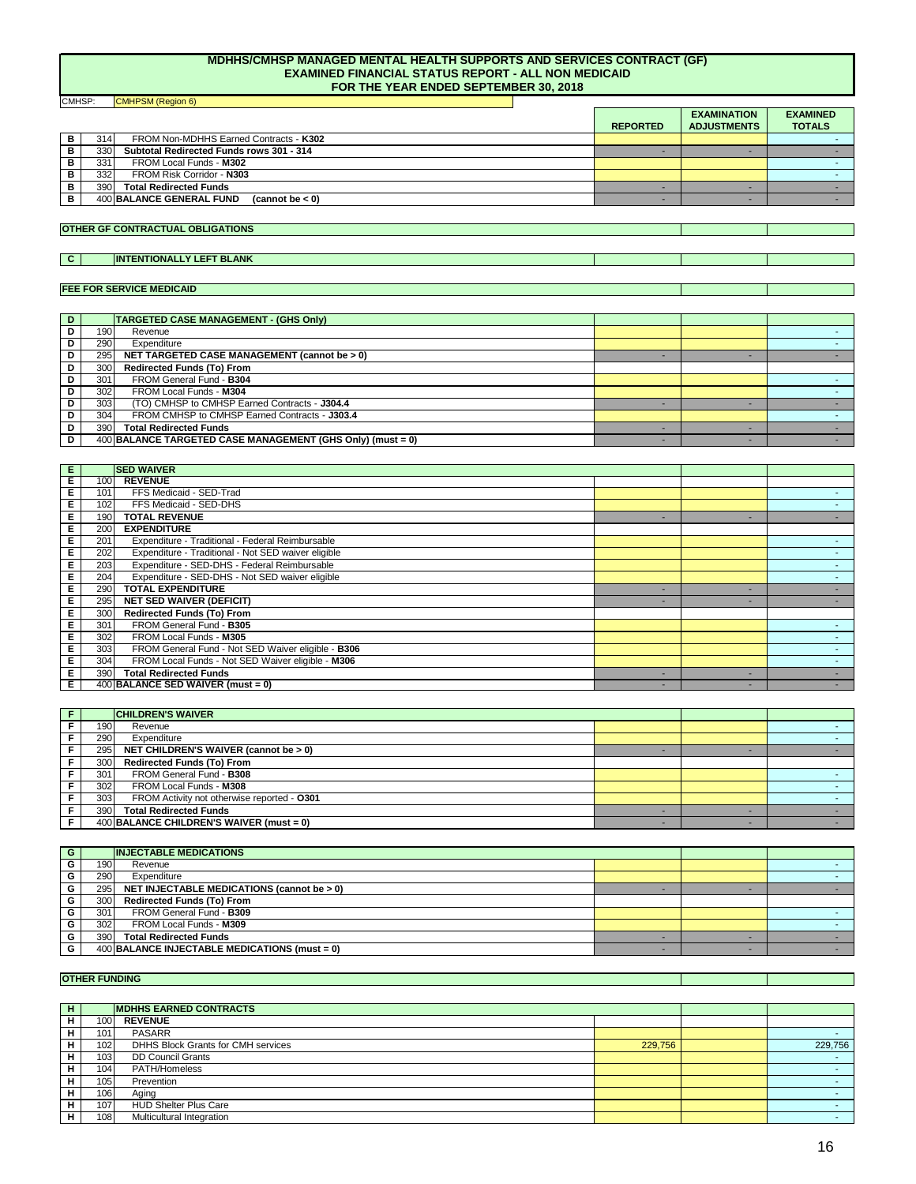# MDHHS/CMHSP MANAGED MENTAL HEALTH SUPPORTS AND SERVICES CONTRACT (GF)
## EXAMINED FINANCIAL STATUS REPORT - ALL NON MEDICAID
## FOR THE YEAR ENDED SEPTEMBER 30, 2018

CMHSP: CMHPSM (Region 6)

| | | | REPORTED | EXAMINATION ADJUSTMENTS | EXAMINED TOTALS |
|---|---|---|---|---|---|
| B | 314 | FROM Non-MDHHS Earned Contracts - **K302** | | | - |
| B | 330 | **Subtotal Redirected Funds rows 301 - 314** | - | - | - |
| B | 331 | FROM Local Funds - **M302** | | | - |
| B | 332 | FROM Risk Corridor - **N303** | | | - |
| B | 390 | **Total Redirected Funds** | - | - | - |
| B | 400 | **BALANCE GENERAL FUND (cannot be < 0)** | - | - | - |
| | | **OTHER GF CONTRACTUAL OBLIGATIONS** | | | |
| C | | **INTENTIONALLY LEFT BLANK** | | | |
| | | **FEE FOR SERVICE MEDICAID** | | | |
| D | | **TARGETED CASE MANAGEMENT - (GHS Only)** | | | |
| D | 190 | Revenue | | | - |
| D | 290 | Expenditure | | | - |
| D | 295 | **NET TARGETED CASE MANAGEMENT (cannot be > 0)** | - | - | - |
| D | 300 | **Redirected Funds (To) From** | | | |
| D | 301 | FROM General Fund - **B304** | | | - |
| D | 302 | FROM Local Funds - **M304** | | | - |
| D | 303 | (TO) CMHSP to CMHSP Earned Contracts - **J304.4** | - | - | - |
| D | 304 | FROM CMHSP to CMHSP Earned Contracts - **J303.4** | | | - |
| D | 390 | **Total Redirected Funds** | - | - | - |
| D | 400 | **BALANCE TARGETED CASE MANAGEMENT (GHS Only) (must = 0)** | - | - | - |
| E | | **SED WAIVER** | | | |
| E | 100 | **REVENUE** | | | |
| E | 101 | FFS Medicaid - SED-Trad | | | - |
| E | 102 | FFS Medicaid - SED-DHS | | | - |
| E | 190 | **TOTAL REVENUE** | - | - | - |
| E | 200 | **EXPENDITURE** | | | |
| E | 201 | Expenditure - Traditional - Federal Reimbursable | | | - |
| E | 202 | Expenditure - Traditional - Not SED waiver eligible | | | - |
| E | 203 | Expenditure - SED-DHS - Federal Reimbursable | | | - |
| E | 204 | Expenditure - SED-DHS - Not SED waiver eligible | | | - |
| E | 290 | **TOTAL EXPENDITURE** | - | - | - |
| E | 295 | **NET SED WAIVER (DEFICIT)** | - | - | - |
| E | 300 | **Redirected Funds (To) From** | | | |
| E | 301 | FROM General Fund - **B305** | | | - |
| E | 302 | FROM Local Funds - **M305** | | | - |
| E | 303 | FROM General Fund - Not SED Waiver eligible - **B306** | | | - |
| E | 304 | FROM Local Funds - Not SED Waiver eligible - **M306** | | | - |
| E | 390 | **Total Redirected Funds** | - | - | - |
| E | 400 | **BALANCE SED WAIVER (must = 0)** | - | - | - |
| F | | **CHILDREN'S WAIVER** | | | |
| F | 190 | Revenue | | | - |
| F | 290 | Expenditure | | | - |
| F | 295 | **NET CHILDREN'S WAIVER (cannot be > 0)** | - | - | - |
| F | 300 | **Redirected Funds (To) From** | | | |
| F | 301 | FROM General Fund - **B308** | | | - |
| F | 302 | FROM Local Funds - **M308** | | | - |
| F | 303 | FROM Activity not otherwise reported - **O301** | | | - |
| F | 390 | **Total Redirected Funds** | - | - | - |
| F | 400 | **BALANCE CHILDREN'S WAIVER (must = 0)** | - | - | - |
| G | | **INJECTABLE MEDICATIONS** | | | |
| G | 190 | Revenue | | | - |
| G | 290 | Expenditure | | | - |
| G | 295 | **NET INJECTABLE MEDICATIONS (cannot be > 0)** | - | - | - |
| G | 300 | **Redirected Funds (To) From** | | | |
| G | 301 | FROM General Fund - **B309** | | | - |
| G | 302 | FROM Local Funds - **M309** | | | - |
| G | 390 | **Total Redirected Funds** | - | - | - |
| G | 400 | **BALANCE INJECTABLE MEDICATIONS (must = 0)** | - | - | - |
| | | **OTHER FUNDING** | | | |
| H | | **MDHHS EARNED CONTRACTS** | | | |
| H | 100 | **REVENUE** | | | |
| H | 101 | PASARR | | | - |
| H | 102 | DHHS Block Grants for CMH services | 229,756 | | 229,756 |
| H | 103 | DD Council Grants | | | - |
| H | 104 | PATH/Homeless | | | - |
| H | 105 | Prevention | | | - |
| H | 106 | Aging | | | - |
| H | 107 | HUD Shelter Plus Care | | | - |
| H | 108 | Multicultural Integration | | | - |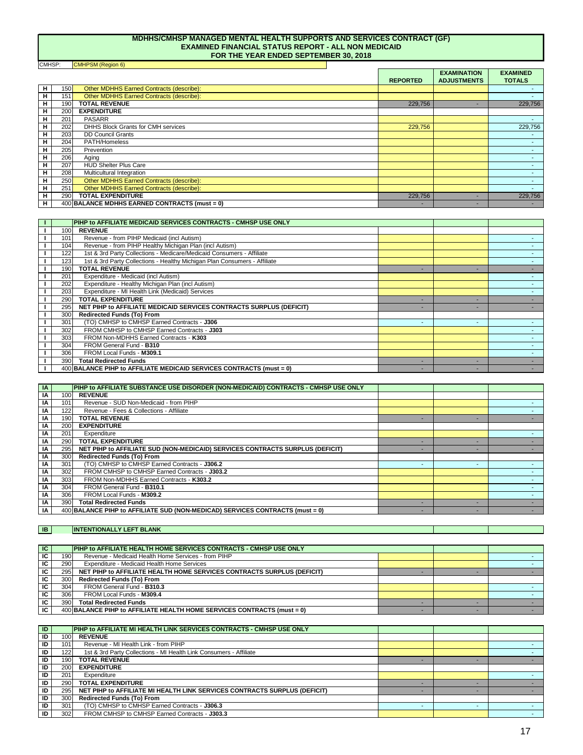# MDHHS/CMHSP MANAGED MENTAL HEALTH SUPPORTS AND SERVICES CONTRACT (GF)
## EXAMINED FINANCIAL STATUS REPORT - ALL NON MEDICAID
## FOR THE YEAR ENDED SEPTEMBER 30, 2018

CMHSP: CMHPSM (Region 6)

| | | | REPORTED | EXAMINATION ADJUSTMENTS | EXAMINED TOTALS |
|---|---|---|---|---|---|
| H | 150 | Other MDHHS Earned Contracts (describe): | | | - |
| H | 151 | Other MDHHS Earned Contracts (describe): | | | - |
| H | 190 | **TOTAL REVENUE** | 229,756 | - | 229,756 |
| H | 200 | **EXPENDITURE** | | | |
| H | 201 | PASARR | | | - |
| H | 202 | DHHS Block Grants for CMH services | 229,756 | | 229,756 |
| H | 203 | DD Council Grants | | | - |
| H | 204 | PATH/Homeless | | | - |
| H | 205 | Prevention | | | - |
| H | 206 | Aging | | | - |
| H | 207 | HUD Shelter Plus Care | | | - |
| H | 208 | Multicultural Integration | | | - |
| H | 250 | Other MDHHS Earned Contracts (describe): | | | - |
| H | 251 | Other MDHHS Earned Contracts (describe): | | | - |
| H | 290 | **TOTAL EXPENDITURE** | 229,756 | - | 229,756 |
| H | 400 | **BALANCE MDHHS EARNED CONTRACTS (must = 0)** | - | - | - |

| | | | | | |
|---|---|---|---|---|---|
| I | | **PIHP to AFFILIATE MEDICAID SERVICES CONTRACTS - CMHSP USE ONLY** | | | |
| I | 100 | **REVENUE** | | | |
| I | 101 | Revenue - from PIHP Medicaid (incl Autism) | | | - |
| I | 104 | Revenue - from PIHP Healthy Michigan Plan (incl Autism) | | | - |
| I | 122 | 1st & 3rd Party Collections - Medicare/Medicaid Consumers - Affiliate | | | - |
| I | 123 | 1st & 3rd Party Collections - Healthy Michigan Plan Consumers - Affiliate | | | - |
| I | 190 | **TOTAL REVENUE** | - | - | - |
| I | 201 | Expenditure - Medicaid (incl Autism) | | | - |
| I | 202 | Expenditure - Healthy Michigan Plan (incl Autism) | | | - |
| I | 203 | Expenditure - MI Health Link (Medicaid) Services | | | - |
| I | 290 | **TOTAL EXPENDITURE** | - | - | - |
| I | 295 | **NET PIHP to AFFILIATE MEDICAID SERVICES CONTRACTS SURPLUS (DEFICIT)** | - | - | - |
| I | 300 | **Redirected Funds (To) From** | | | |
| I | 301 | (TO) CMHSP to CMHSP Earned Contracts - **J306** | - | - | - |
| I | 302 | FROM CMHSP to CMHSP Earned Contracts - **J303** | | | - |
| I | 303 | FROM Non-MDHHS Earned Contracts - **K303** | | | - |
| I | 304 | FROM General Fund - **B310** | | | - |
| I | 306 | FROM Local Funds - **M309.1** | | | - |
| I | 390 | **Total Redirected Funds** | - | - | - |
| I | 400 | **BALANCE PIHP to AFFILIATE MEDICAID SERVICES CONTRACTS (must = 0)** | - | - | - |

| | | | | | |
|---|---|---|---|---|---|
| IA | | **PIHP to AFFILIATE SUBSTANCE USE DISORDER (NON-MEDICAID) CONTRACTS - CMHSP USE ONLY** | | | |
| IA | 100 | **REVENUE** | | | |
| IA | 101 | Revenue - SUD Non-Medicaid - from PIHP | | | - |
| IA | 122 | Revenue - Fees & Collections - Affiliate | | | - |
| IA | 190 | **TOTAL REVENUE** | - | - | - |
| IA | 200 | **EXPENDITURE** | | | |
| IA | 201 | Expenditure | | | - |
| IA | 290 | **TOTAL EXPENDITURE** | - | - | - |
| IA | 295 | **NET PIHP to AFFILIATE SUD (NON-MEDICAID) SERVICES CONTRACTS SURPLUS (DEFICIT)** | - | - | - |
| IA | 300 | **Redirected Funds (To) From** | | | |
| IA | 301 | (TO) CMHSP to CMHSP Earned Contracts - **J306.2** | - | - | - |
| IA | 302 | FROM CMHSP to CMHSP Earned Contracts - **J303.2** | | | - |
| IA | 303 | FROM Non-MDHHS Earned Contracts - **K303.2** | | | - |
| IA | 304 | FROM General Fund - **B310.1** | | | - |
| IA | 306 | FROM Local Funds - **M309.2** | | | - |
| IA | 390 | **Total Redirected Funds** | - | - | - |
| IA | 400 | **BALANCE PIHP to AFFILIATE SUD (NON-MEDICAD) SERVICES CONTRACTS (must = 0)** | - | - | - |

| | | | | | |
|---|---|---|---|---|---|
| IB | | **INTENTIONALLY LEFT BLANK** | | | |

| | | | | | |
|---|---|---|---|---|---|
| IC | | **PIHP to AFFILIATE HEALTH HOME SERVICES CONTRACTS - CMHSP USE ONLY** | | | |
| IC | 190 | Revenue - Medicaid Health Home Services - from PIHP | | | - |
| IC | 290 | Expenditure - Medicaid Health Home Services | | | - |
| IC | 295 | **NET PIHP to AFFILIATE HEALTH HOME SERVICES CONTRACTS SURPLUS (DEFICIT)** | - | - | - |
| IC | 300 | **Redirected Funds (To) From** | | | |
| IC | 304 | FROM General Fund - **B310.3** | | | - |
| IC | 306 | FROM Local Funds - **M309.4** | | | - |
| IC | 390 | **Total Redirected Funds** | - | - | - |
| IC | 400 | **BALANCE PIHP to AFFILIATE HEALTH HOME SERVICES CONTRACTS (must = 0)** | - | - | - |

| | | | | | |
|---|---|---|---|---|---|
| ID | | **PIHP to AFFILIATE MI HEALTH LINK SERVICES CONTRACTS - CMHSP USE ONLY** | | | |
| ID | 100 | **REVENUE** | | | |
| ID | 101 | Revenue - MI Health Link - from PIHP | | | - |
| ID | 122 | 1st & 3rd Party Collections - MI Health Link Consumers - Affiliate | | | - |
| ID | 190 | **TOTAL REVENUE** | - | - | - |
| ID | 200 | **EXPENDITURE** | | | |
| ID | 201 | Expenditure | | | - |
| ID | 290 | **TOTAL EXPENDITURE** | - | - | - |
| ID | 295 | **NET PIHP to AFFILIATE MI HEALTH LINK SERVICES CONTRACTS SURPLUS (DEFICIT)** | - | - | - |
| ID | 300 | **Redirected Funds (To) From** | | | |
| ID | 301 | (TO) CMHSP to CMHSP Earned Contracts - **J306.3** | - | - | - |
| ID | 302 | FROM CMHSP to CMHSP Earned Contracts - **J303.3** | | | - |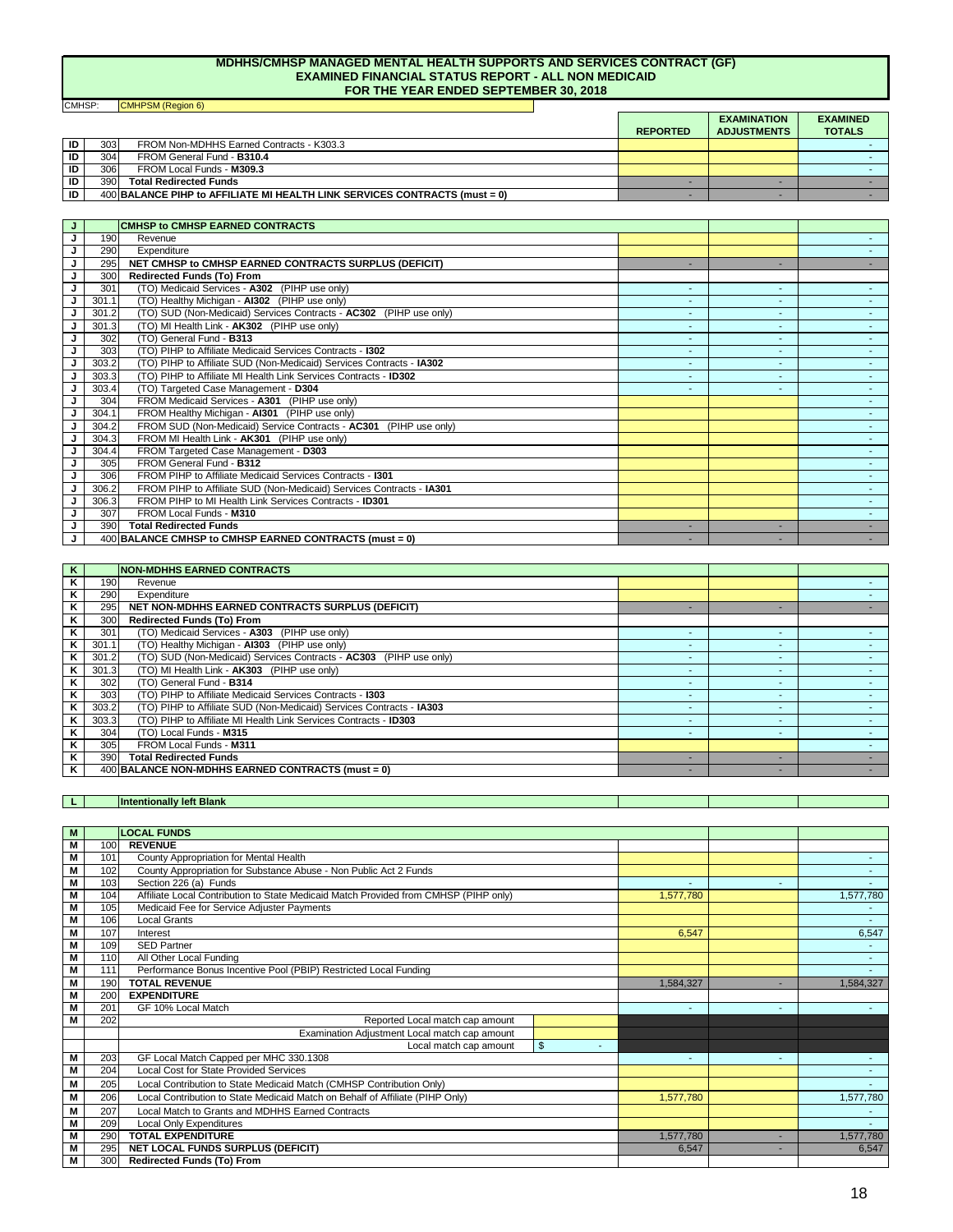# MDHHS/CMHSP MANAGED MENTAL HEALTH SUPPORTS AND SERVICES CONTRACT (GF)
## EXAMINED FINANCIAL STATUS REPORT - ALL NON MEDICAID
### FOR THE YEAR ENDED SEPTEMBER 30, 2018

CMHSP: CMHPSM (Region 6)

| | | | REPORTED | EXAMINATION ADJUSTMENTS | EXAMINED TOTALS |
|---|---|---|---|---|---|
| ID | 303 | FROM Non-MDHHS Earned Contracts - K303.3 | | | - |
| ID | 304 | FROM General Fund - **B310.4** | | | - |
| ID | 306 | FROM Local Funds - **M309.3** | | | - |
| ID | 390 | **Total Redirected Funds** | - | - | - |
| ID | 400 | **BALANCE PIHP to AFFILIATE MI HEALTH LINK SERVICES CONTRACTS (must = 0)** | - | - | - |

| | | | | | |
|---|---|---|---|---|---|
| J | | **CMHSP to CMHSP EARNED CONTRACTS** | | | |
| J | 190 | Revenue | | | - |
| J | 290 | Expenditure | | | - |
| J | 295 | **NET CMHSP to CMHSP EARNED CONTRACTS SURPLUS (DEFICIT)** | - | - | - |
| J | 300 | **Redirected Funds (To) From** | | | |
| J | 301 | (TO) Medicaid Services - **A302** (PIHP use only) | - | - | - |
| J | 301.1 | (TO) Healthy Michigan - **AI302** (PIHP use only) | - | - | - |
| J | 301.2 | (TO) SUD (Non-Medicaid) Services Contracts - **AC302** (PIHP use only) | - | - | - |
| J | 301.3 | (TO) MI Health Link - **AK302** (PIHP use only) | - | - | - |
| J | 302 | (TO) General Fund - **B313** | - | - | - |
| J | 303 | (TO) PIHP to Affiliate Medicaid Services Contracts - **I302** | - | - | - |
| J | 303.2 | (TO) PIHP to Affiliate SUD (Non-Medicaid) Services Contracts - **IA302** | - | - | - |
| J | 303.3 | (TO) PIHP to Affiliate MI Health Link Services Contracts - **ID302** | - | - | - |
| J | 303.4 | (TO) Targeted Case Management - **D304** | - | - | - |
| J | 304 | FROM Medicaid Services - **A301** (PIHP use only) | | | - |
| J | 304.1 | FROM Healthy Michigan - **AI301** (PIHP use only) | | | - |
| J | 304.2 | FROM SUD (Non-Medicaid) Service Contracts - **AC301** (PIHP use only) | | | - |
| J | 304.3 | FROM MI Health Link - **AK301** (PIHP use only) | | | - |
| J | 304.4 | FROM Targeted Case Management - **D303** | | | - |
| J | 305 | FROM General Fund - **B312** | | | - |
| J | 306 | FROM PIHP to Affiliate Medicaid Services Contracts - **I301** | | | - |
| J | 306.2 | FROM PIHP to Affiliate SUD (Non-Medicaid) Services Contracts - **IA301** | | | - |
| J | 306.3 | FROM PIHP to MI Health Link Services Contracts - **ID301** | | | - |
| J | 307 | FROM Local Funds - **M310** | | | - |
| J | 390 | **Total Redirected Funds** | - | - | - |
| J | 400 | **BALANCE CMHSP to CMHSP EARNED CONTRACTS (must = 0)** | - | - | - |

| | | | | | |
|---|---|---|---|---|---|
| K | | **NON-MDHHS EARNED CONTRACTS** | | | |
| K | 190 | Revenue | | | - |
| K | 290 | Expenditure | | | - |
| K | 295 | **NET NON-MDHHS EARNED CONTRACTS SURPLUS (DEFICIT)** | - | - | - |
| K | 300 | **Redirected Funds (To) From** | | | |
| K | 301 | (TO) Medicaid Services - **A303** (PIHP use only) | - | - | - |
| K | 301.1 | (TO) Healthy Michigan - **AI303** (PIHP use only) | - | - | - |
| K | 301.2 | (TO) SUD (Non-Medicaid) Services Contracts - **AC303** (PIHP use only) | - | - | - |
| K | 301.3 | (TO) MI Health Link - **AK303** (PIHP use only) | - | - | - |
| K | 302 | (TO) General Fund - **B314** | - | - | - |
| K | 303 | (TO) PIHP to Affiliate Medicaid Services Contracts - **I303** | - | - | - |
| K | 303.2 | (TO) PIHP to Affiliate SUD (Non-Medicaid) Services Contracts - **IA303** | - | - | - |
| K | 303.3 | (TO) PIHP to Affiliate MI Health Link Services Contracts - **ID303** | - | - | - |
| K | 304 | (TO) Local Funds - **M315** | - | - | - |
| K | 305 | FROM Local Funds - **M311** | | | - |
| K | 390 | **Total Redirected Funds** | - | - | - |
| K | 400 | **BALANCE NON-MDHHS EARNED CONTRACTS (must = 0)** | - | - | - |

| | | | | | |
|---|---|---|---|---|---|
| L | | **Intentionally left Blank** | | | |

| | | | | | |
|---|---|---|---|---|---|
| M | | **LOCAL FUNDS** | | | |
| M | 100 | **REVENUE** | | | |
| M | 101 | County Appropriation for Mental Health | | | - |
| M | 102 | County Appropriation for Substance Abuse - Non Public Act 2 Funds | | | - |
| M | 103 | Section 226 (a) Funds | - | - | - |
| M | 104 | Affiliate Local Contribution to State Medicaid Match Provided from CMHSP (PIHP only) | 1,577,780 | | 1,577,780 |
| M | 105 | Medicaid Fee for Service Adjuster Payments | | | - |
| M | 106 | Local Grants | | | - |
| M | 107 | Interest | 6,547 | | 6,547 |
| M | 109 | SED Partner | | | - |
| M | 110 | All Other Local Funding | | | - |
| M | 111 | Performance Bonus Incentive Pool (PBIP) Restricted Local Funding | | | - |
| M | 190 | **TOTAL REVENUE** | 1,584,327 | - | 1,584,327 |
| M | 200 | **EXPENDITURE** | | | |
| M | 201 | GF 10% Local Match | - | - | - |
| M | 202 | Reported Local match cap amount | | | |
| | | Examination Adjustment Local match cap amount | | | |
| | | Local match cap amount $ - | | | |
| M | 203 | GF Local Match Capped per MHC 330.1308 | - | - | - |
| M | 204 | Local Cost for State Provided Services | | | - |
| M | 205 | Local Contribution to State Medicaid Match (CMHSP Contribution Only) | | | - |
| M | 206 | Local Contribution to State Medicaid Match on Behalf of Affiliate (PIHP Only) | 1,577,780 | | 1,577,780 |
| M | 207 | Local Match to Grants and MDHHS Earned Contracts | | | - |
| M | 209 | Local Only Expenditures | | | - |
| M | 290 | **TOTAL EXPENDITURE** | 1,577,780 | - | 1,577,780 |
| M | 295 | **NET LOCAL FUNDS SURPLUS (DEFICIT)** | 6,547 | - | 6,547 |
| M | 300 | **Redirected Funds (To) From** | | | |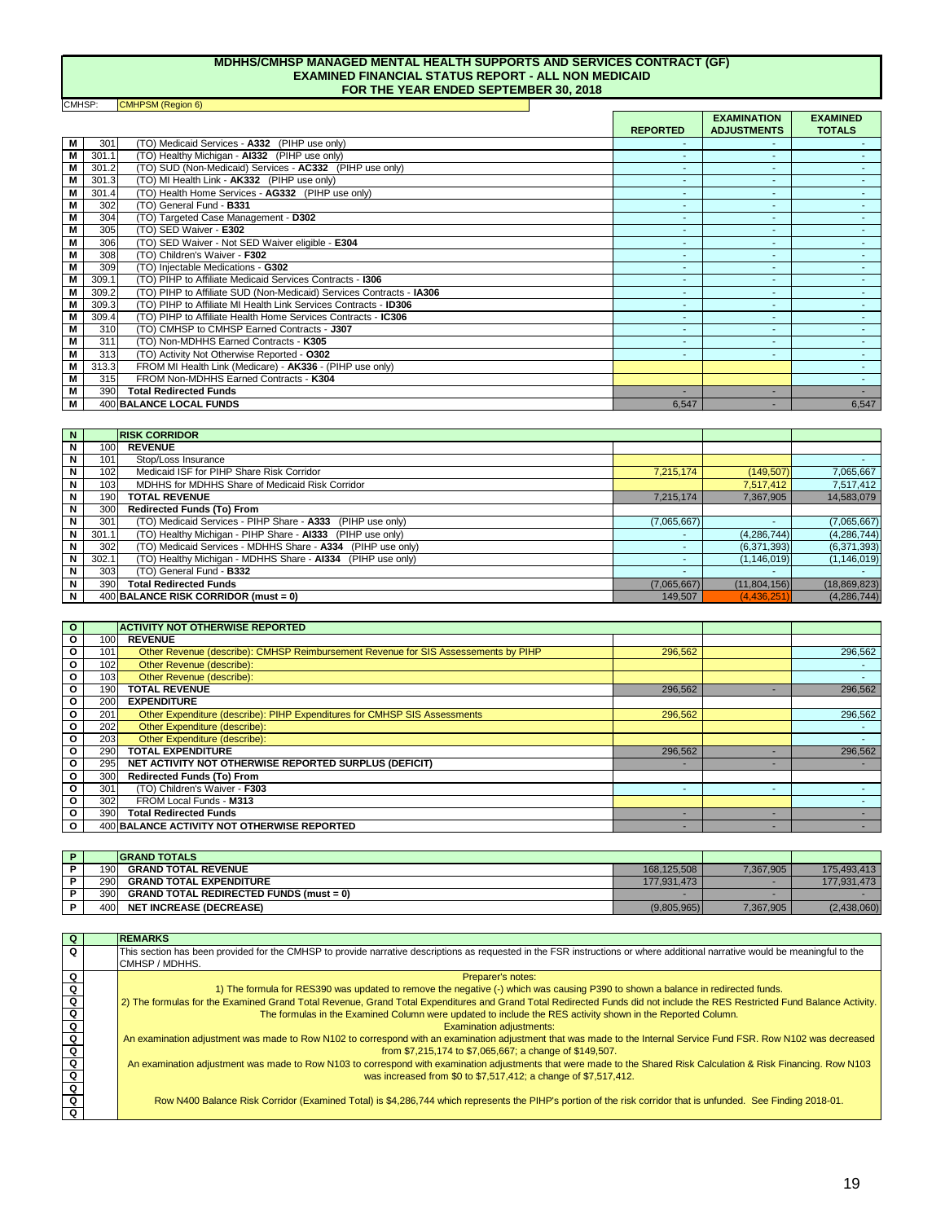**MDHHS/CMHSP MANAGED MENTAL HEALTH SUPPORTS AND SERVICES CONTRACT (GF)**
**EXAMINED FINANCIAL STATUS REPORT - ALL NON MEDICAID**
**FOR THE YEAR ENDED SEPTEMBER 30, 2018**

CMHSP: CMHPSM (Region 6)

| | | | REPORTED | EXAMINATION ADJUSTMENTS | EXAMINED TOTALS |
|---|---|---|---|---|---|
| M | 301 | (TO) Medicaid Services - **A332** (PIHP use only) | - | - | - |
| M | 301.1 | (TO) Healthy Michigan - **AI332** (PIHP use only) | - | - | - |
| M | 301.2 | (TO) SUD (Non-Medicaid) Services - **AC332** (PIHP use only) | - | - | - |
| M | 301.3 | (TO) MI Health Link - **AK332** (PIHP use only) | - | - | - |
| M | 301.4 | (TO) Health Home Services - **AG332** (PIHP use only) | - | - | - |
| M | 302 | (TO) General Fund - **B331** | - | - | - |
| M | 304 | (TO) Targeted Case Management - **D302** | - | - | - |
| M | 305 | (TO) SED Waiver - **E302** | - | - | - |
| M | 306 | (TO) SED Waiver - Not SED Waiver eligible - **E304** | - | - | - |
| M | 308 | (TO) Children's Waiver - **F302** | - | - | - |
| M | 309 | (TO) Injectable Medications - **G302** | - | - | - |
| M | 309.1 | (TO) PIHP to Affiliate Medicaid Services Contracts - **I306** | - | - | - |
| M | 309.2 | (TO) PIHP to Affiliate SUD (Non-Medicaid) Services Contracts - **IA306** | - | - | - |
| M | 309.3 | (TO) PIHP to Affiliate MI Health Link Services Contracts - **ID306** | - | - | - |
| M | 309.4 | (TO) PIHP to Affiliate Health Home Services Contracts - **IC306** | - | - | - |
| M | 310 | (TO) CMHSP to CMHSP Earned Contracts - **J307** | - | - | - |
| M | 311 | (TO) Non-MDHHS Earned Contracts - **K305** | - | - | - |
| M | 313 | (TO) Activity Not Otherwise Reported - **O302** | - | - | - |
| M | 313.3 | FROM MI Health Link (Medicare) - **AK336** - (PIHP use only) | | | - |
| M | 315 | FROM Non-MDHHS Earned Contracts - **K304** | | | - |
| M | 390 | **Total Redirected Funds** | - | - | - |
| M | 400 | **BALANCE LOCAL FUNDS** | 6,547 | - | 6,547 |

| | | | REPORTED | EXAMINATION ADJUSTMENTS | EXAMINED TOTALS |
|---|---|---|---|---|---|
| N | | **RISK CORRIDOR** | | | |
| N | 100 | **REVENUE** | | | |
| N | 101 | Stop/Loss Insurance | | | - |
| N | 102 | Medicaid ISF for PIHP Share Risk Corridor | 7,215,174 | (149,507) | 7,065,667 |
| N | 103 | MDHHS for MDHHS Share of Medicaid Risk Corridor | | 7,517,412 | 7,517,412 |
| N | 190 | **TOTAL REVENUE** | 7,215,174 | 7,367,905 | 14,583,079 |
| N | 300 | **Redirected Funds (To) From** | | | |
| N | 301 | (TO) Medicaid Services - PIHP Share - **A333** (PIHP use only) | (7,065,667) | - | (7,065,667) |
| N | 301.1 | (TO) Healthy Michigan - PIHP Share - **AI333** (PIHP use only) | - | (4,286,744) | (4,286,744) |
| N | 302 | (TO) Medicaid Services - MDHHS Share - **A334** (PIHP use only) | - | (6,371,393) | (6,371,393) |
| N | 302.1 | (TO) Healthy Michigan - MDHHS Share - **AI334** (PIHP use only) | - | (1,146,019) | (1,146,019) |
| N | 303 | (TO) General Fund - **B332** | - | - | - |
| N | 390 | **Total Redirected Funds** | (7,065,667) | (11,804,156) | (18,869,823) |
| N | 400 | **BALANCE RISK CORRIDOR (must = 0)** | 149,507 | (4,436,251) | (4,286,744) |

| | | | REPORTED | EXAMINATION ADJUSTMENTS | EXAMINED TOTALS |
|---|---|---|---|---|---|
| O | | **ACTIVITY NOT OTHERWISE REPORTED** | | | |
| O | 100 | **REVENUE** | | | |
| O | 101 | Other Revenue (describe): CMHSP Reimbursement Revenue for SIS Assessements by PIHP | 296,562 | | 296,562 |
| O | 102 | Other Revenue (describe): | | | - |
| O | 103 | Other Revenue (describe): | | | - |
| O | 190 | **TOTAL REVENUE** | 296,562 | - | 296,562 |
| O | 200 | **EXPENDITURE** | | | |
| O | 201 | Other Expenditure (describe): PIHP Expenditures for CMHSP SIS Assessments | 296,562 | | 296,562 |
| O | 202 | Other Expenditure (describe): | | | - |
| O | 203 | Other Expenditure (describe): | | | - |
| O | 290 | **TOTAL EXPENDITURE** | 296,562 | - | 296,562 |
| O | 295 | **NET ACTIVITY NOT OTHERWISE REPORTED SURPLUS (DEFICIT)** | - | - | - |
| O | 300 | **Redirected Funds (To) From** | | | |
| O | 301 | (TO) Children's Waiver - **F303** | - | - | - |
| O | 302 | FROM Local Funds - **M313** | | | - |
| O | 390 | **Total Redirected Funds** | - | - | - |
| O | 400 | **BALANCE ACTIVITY NOT OTHERWISE REPORTED** | - | - | - |

| | | | REPORTED | EXAMINATION ADJUSTMENTS | EXAMINED TOTALS |
|---|---|---|---|---|---|
| P | | **GRAND TOTALS** | | | |
| P | 190 | **GRAND TOTAL REVENUE** | 168,125,508 | 7,367,905 | 175,493,413 |
| P | 290 | **GRAND TOTAL EXPENDITURE** | 177,931,473 | - | 177,931,473 |
| P | 390 | **GRAND TOTAL REDIRECTED FUNDS (must = 0)** | - | - | - |
| P | 400 | **NET INCREASE (DECREASE)** | (9,805,965) | 7,367,905 | (2,438,060) |

**Q REMARKS**

This section has been provided for the CMHSP to provide narrative descriptions as requested in the FSR instructions or where additional narrative would be meaningful to the CMHSP / MDHHS.

Preparer's notes:

1) The formula for RES390 was updated to remove the negative (-) which was causing P390 to shown a balance in redirected funds.

2) The formulas for the Examined Grand Total Revenue, Grand Total Expenditures and Grand Total Redirected Funds did not include the RES Restricted Fund Balance Activity. The formulas in the Examined Column were updated to include the RES activity shown in the Reported Column.

Examination adjustments:

An examination adjustment was made to Row N102 to correspond with an examination adjustment that was made to the Internal Service Fund FSR. Row N102 was decreased from $7,215,174 to $7,065,667; a change of $149,507.

An examination adjustment was made to Row N103 to correspond with examination adjustments that were made to the Shared Risk Calculation & Risk Financing. Row N103 was increased from $0 to $7,517,412; a change of $7,517,412.

Row N400 Balance Risk Corridor (Examined Total) is $4,286,744 which represents the PIHP's portion of the risk corridor that is unfunded. See Finding 2018-01.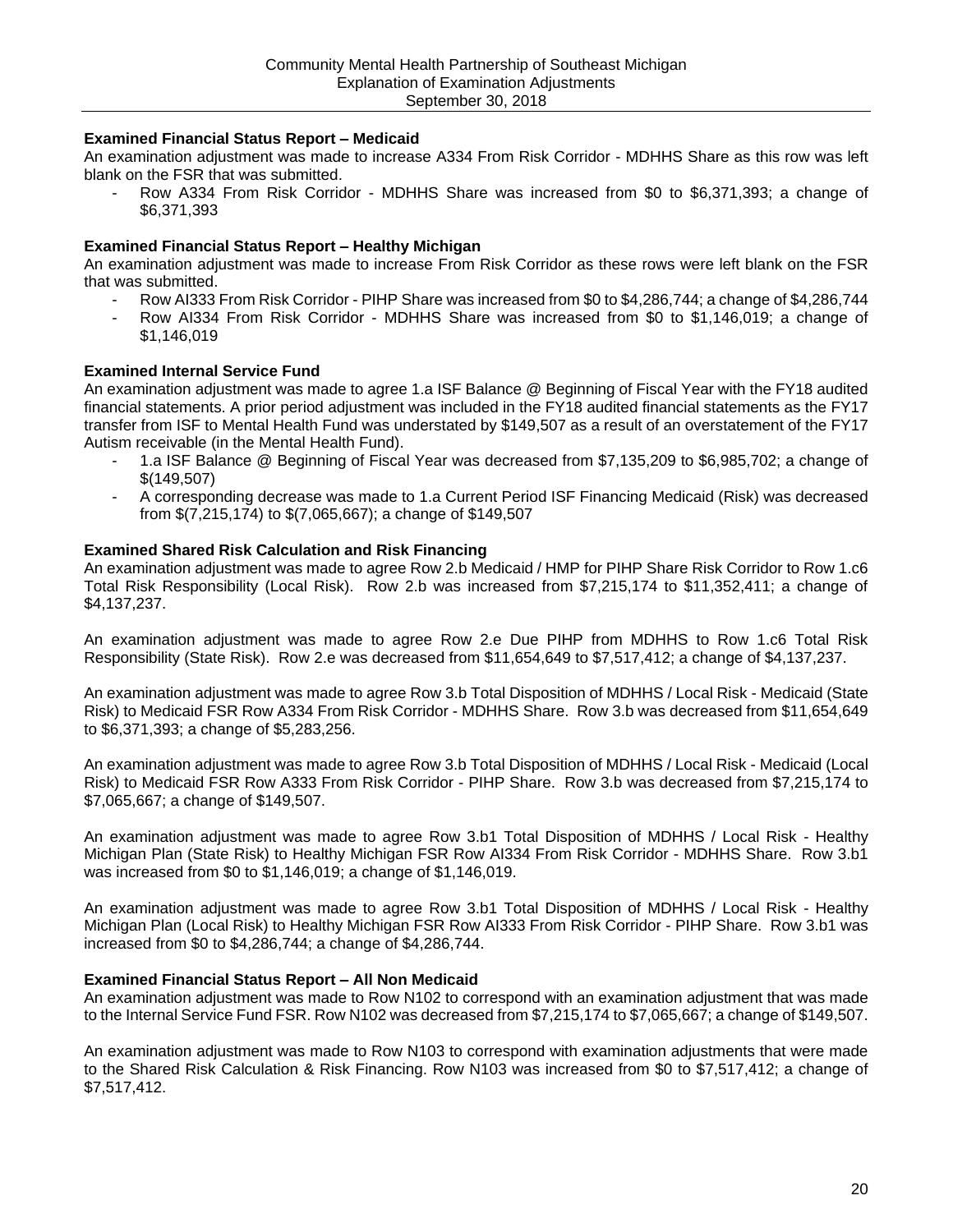Community Mental Health Partnership of Southeast Michigan
Explanation of Examination Adjustments
September 30, 2018

**Examined Financial Status Report – Medicaid**

An examination adjustment was made to increase A334 From Risk Corridor - MDHHS Share as this row was left blank on the FSR that was submitted.

- Row A334 From Risk Corridor - MDHHS Share was increased from $0 to $6,371,393; a change of $6,371,393

**Examined Financial Status Report – Healthy Michigan**

An examination adjustment was made to increase From Risk Corridor as these rows were left blank on the FSR that was submitted.

- Row AI333 From Risk Corridor - PIHP Share was increased from $0 to $4,286,744; a change of $4,286,744
- Row AI334 From Risk Corridor - MDHHS Share was increased from $0 to $1,146,019; a change of $1,146,019

**Examined Internal Service Fund**

An examination adjustment was made to agree 1.a ISF Balance @ Beginning of Fiscal Year with the FY18 audited financial statements. A prior period adjustment was included in the FY18 audited financial statements as the FY17 transfer from ISF to Mental Health Fund was understated by $149,507 as a result of an overstatement of the FY17 Autism receivable (in the Mental Health Fund).

- 1.a ISF Balance @ Beginning of Fiscal Year was decreased from $7,135,209 to $6,985,702; a change of $(149,507)
- A corresponding decrease was made to 1.a Current Period ISF Financing Medicaid (Risk) was decreased from $(7,215,174) to $(7,065,667); a change of $149,507

**Examined Shared Risk Calculation and Risk Financing**

An examination adjustment was made to agree Row 2.b Medicaid / HMP for PIHP Share Risk Corridor to Row 1.c6 Total Risk Responsibility (Local Risk). Row 2.b was increased from $7,215,174 to $11,352,411; a change of $4,137,237.

An examination adjustment was made to agree Row 2.e Due PIHP from MDHHS to Row 1.c6 Total Risk Responsibility (State Risk). Row 2.e was decreased from $11,654,649 to $7,517,412; a change of $4,137,237.

An examination adjustment was made to agree Row 3.b Total Disposition of MDHHS / Local Risk - Medicaid (State Risk) to Medicaid FSR Row A334 From Risk Corridor - MDHHS Share. Row 3.b was decreased from $11,654,649 to $6,371,393; a change of $5,283,256.

An examination adjustment was made to agree Row 3.b Total Disposition of MDHHS / Local Risk - Medicaid (Local Risk) to Medicaid FSR Row A333 From Risk Corridor - PIHP Share. Row 3.b was decreased from $7,215,174 to $7,065,667; a change of $149,507.

An examination adjustment was made to agree Row 3.b1 Total Disposition of MDHHS / Local Risk - Healthy Michigan Plan (State Risk) to Healthy Michigan FSR Row AI334 From Risk Corridor - MDHHS Share. Row 3.b1 was increased from $0 to $1,146,019; a change of $1,146,019.

An examination adjustment was made to agree Row 3.b1 Total Disposition of MDHHS / Local Risk - Healthy Michigan Plan (Local Risk) to Healthy Michigan FSR Row AI333 From Risk Corridor - PIHP Share. Row 3.b1 was increased from $0 to $4,286,744; a change of $4,286,744.

**Examined Financial Status Report – All Non Medicaid**

An examination adjustment was made to Row N102 to correspond with an examination adjustment that was made to the Internal Service Fund FSR. Row N102 was decreased from $7,215,174 to $7,065,667; a change of $149,507.

An examination adjustment was made to Row N103 to correspond with examination adjustments that were made to the Shared Risk Calculation & Risk Financing. Row N103 was increased from $0 to $7,517,412; a change of $7,517,412.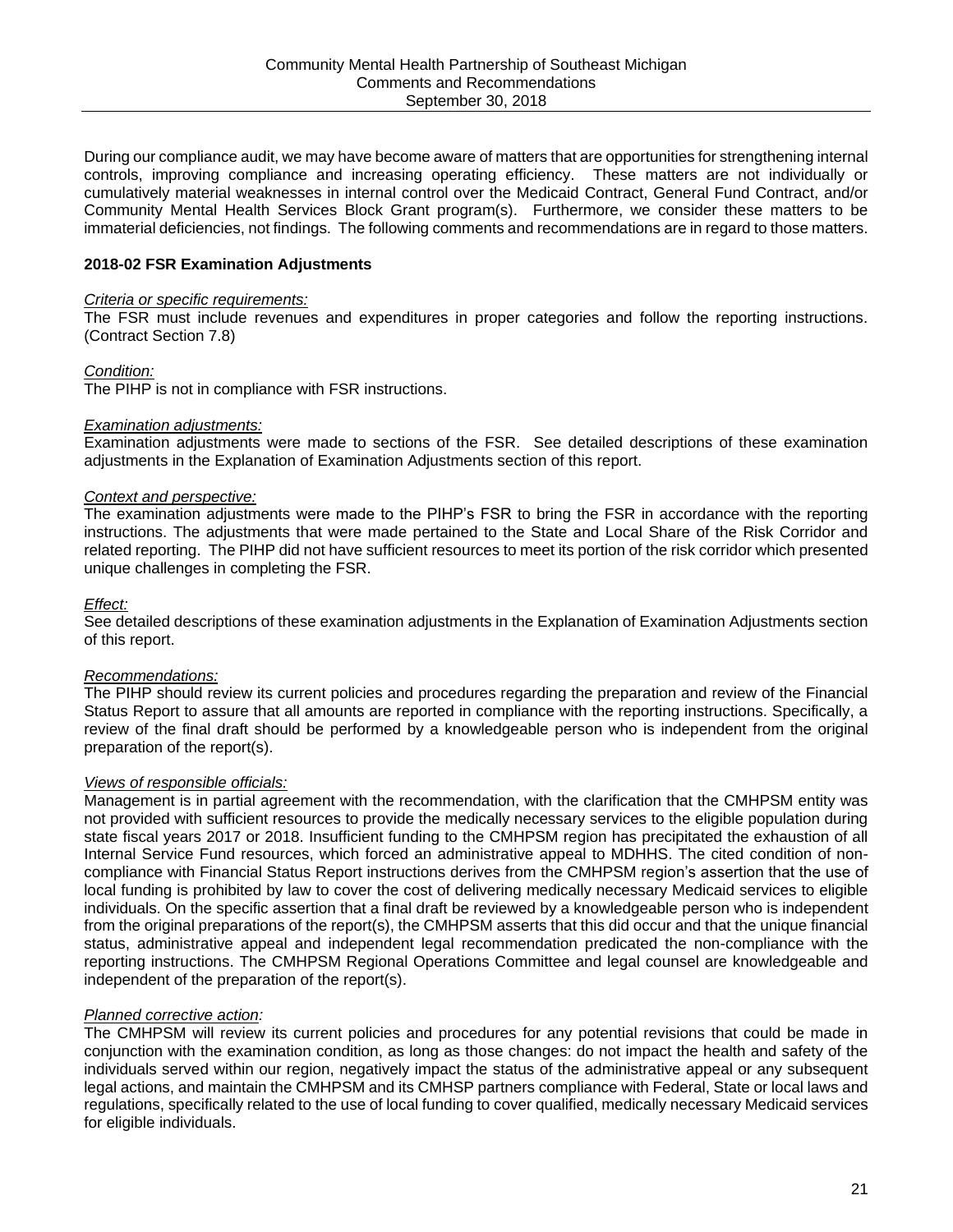During our compliance audit, we may have become aware of matters that are opportunities for strengthening internal controls, improving compliance and increasing operating efficiency. These matters are not individually or cumulatively material weaknesses in internal control over the Medicaid Contract, General Fund Contract, and/or Community Mental Health Services Block Grant program(s). Furthermore, we consider these matters to be immaterial deficiencies, not findings. The following comments and recommendations are in regard to those matters.

**2018-02 FSR Examination Adjustments**

*Criteria or specific requirements:*
The FSR must include revenues and expenditures in proper categories and follow the reporting instructions. (Contract Section 7.8)

*Condition:*
The PIHP is not in compliance with FSR instructions.

*Examination adjustments:*
Examination adjustments were made to sections of the FSR. See detailed descriptions of these examination adjustments in the Explanation of Examination Adjustments section of this report.

*Context and perspective:*
The examination adjustments were made to the PIHP's FSR to bring the FSR in accordance with the reporting instructions. The adjustments that were made pertained to the State and Local Share of the Risk Corridor and related reporting. The PIHP did not have sufficient resources to meet its portion of the risk corridor which presented unique challenges in completing the FSR.

*Effect:*
See detailed descriptions of these examination adjustments in the Explanation of Examination Adjustments section of this report.

*Recommendations:*
The PIHP should review its current policies and procedures regarding the preparation and review of the Financial Status Report to assure that all amounts are reported in compliance with the reporting instructions. Specifically, a review of the final draft should be performed by a knowledgeable person who is independent from the original preparation of the report(s).

*Views of responsible officials:*
Management is in partial agreement with the recommendation, with the clarification that the CMHPSM entity was not provided with sufficient resources to provide the medically necessary services to the eligible population during state fiscal years 2017 or 2018. Insufficient funding to the CMHPSM region has precipitated the exhaustion of all Internal Service Fund resources, which forced an administrative appeal to MDHHS. The cited condition of non-compliance with Financial Status Report instructions derives from the CMHPSM region's assertion that the use of local funding is prohibited by law to cover the cost of delivering medically necessary Medicaid services to eligible individuals. On the specific assertion that a final draft be reviewed by a knowledgeable person who is independent from the original preparations of the report(s), the CMHPSM asserts that this did occur and that the unique financial status, administrative appeal and independent legal recommendation predicated the non-compliance with the reporting instructions. The CMHPSM Regional Operations Committee and legal counsel are knowledgeable and independent of the preparation of the report(s).

*Planned corrective action:*
The CMHPSM will review its current policies and procedures for any potential revisions that could be made in conjunction with the examination condition, as long as those changes: do not impact the health and safety of the individuals served within our region, negatively impact the status of the administrative appeal or any subsequent legal actions, and maintain the CMHPSM and its CMHSP partners compliance with Federal, State or local laws and regulations, specifically related to the use of local funding to cover qualified, medically necessary Medicaid services for eligible individuals.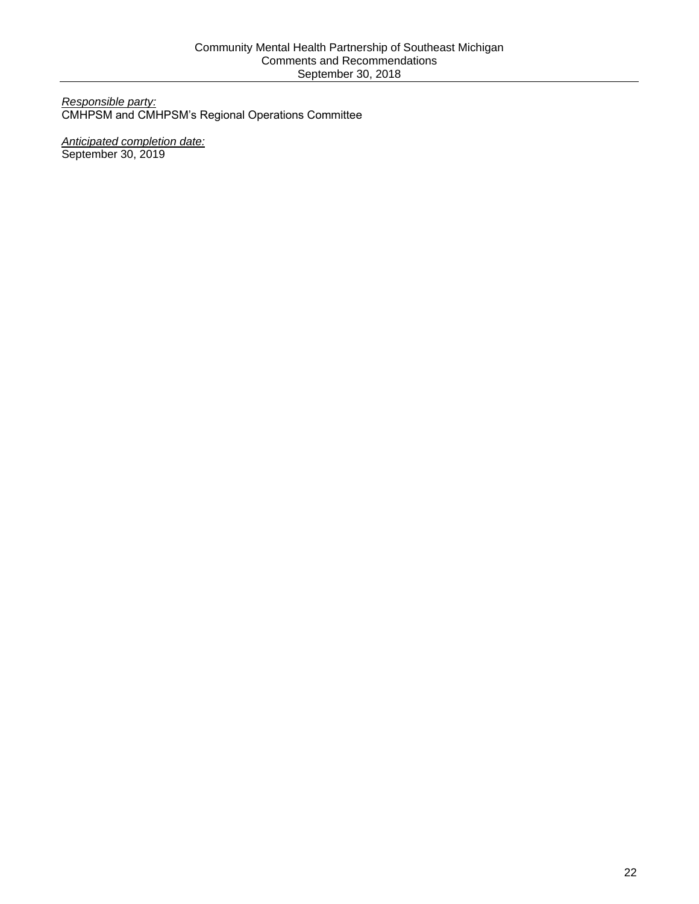*Responsible party:*
CMHPSM and CMHPSM's Regional Operations Committee

*Anticipated completion date:*
September 30, 2019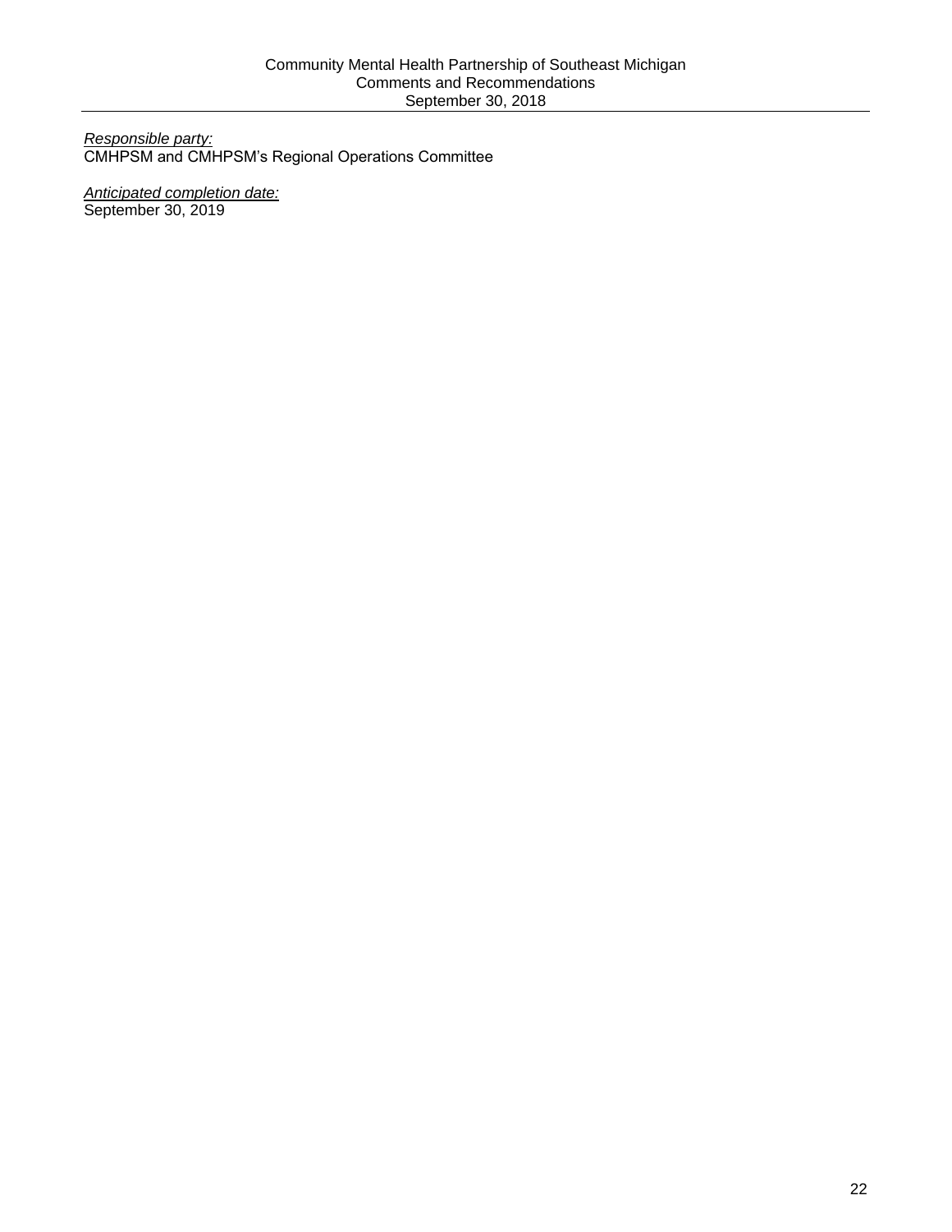*Responsible party:*
CMHPSM and CMHPSM's Regional Operations Committee

*Anticipated completion date:*
September 30, 2019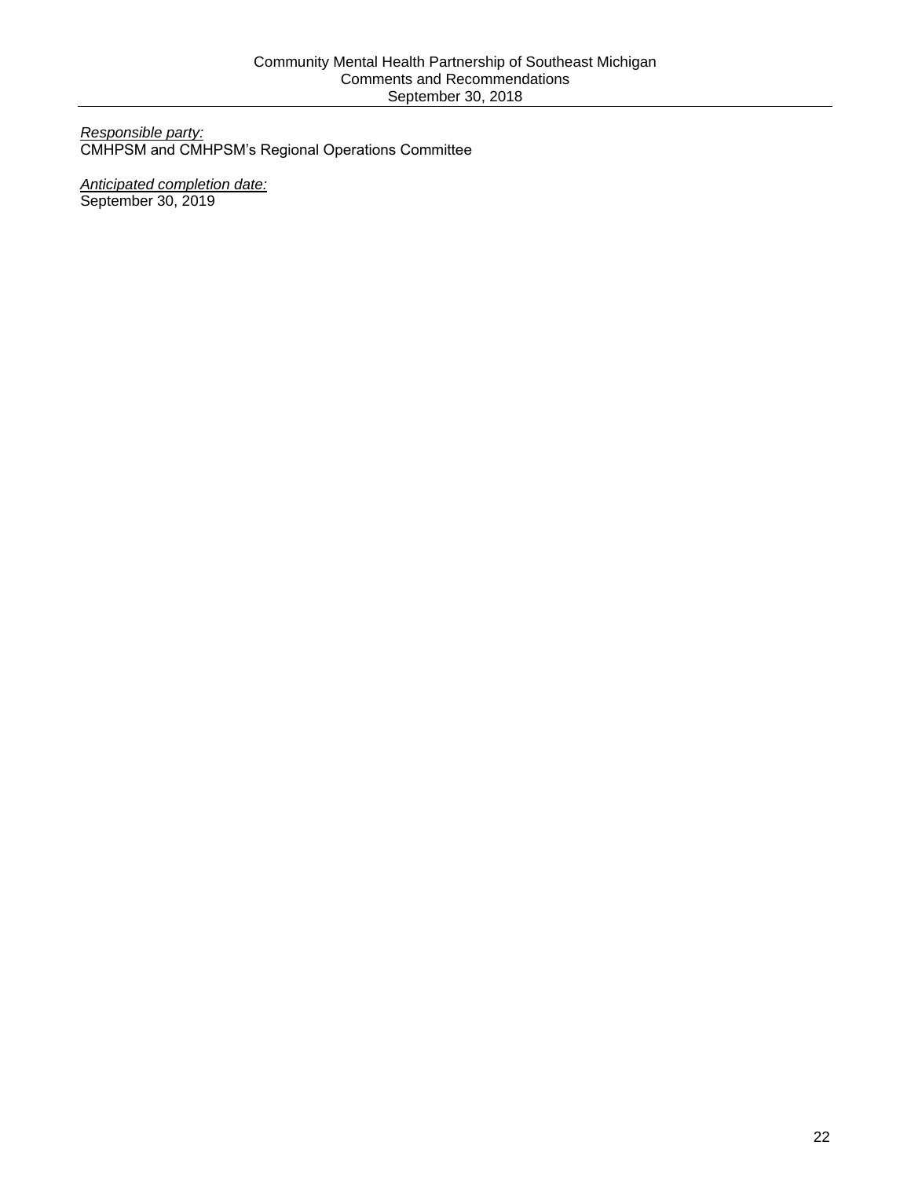*Responsible party:*
CMHPSM and CMHPSM's Regional Operations Committee

*Anticipated completion date:*
September 30, 2019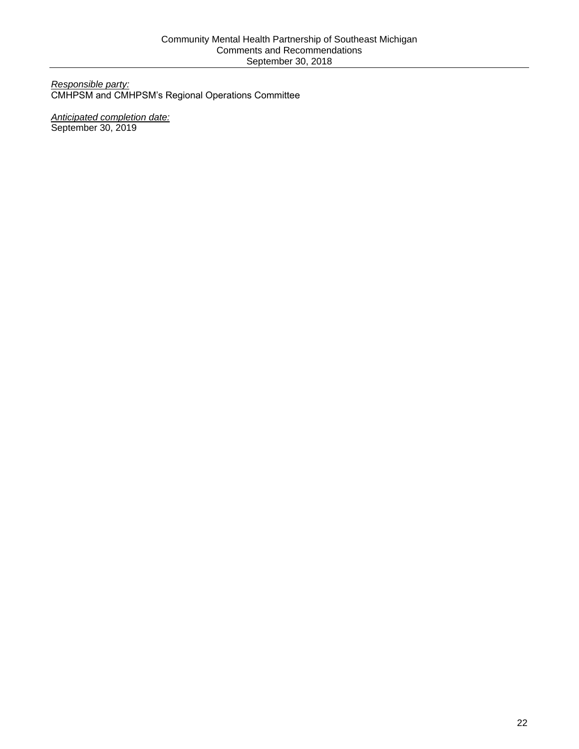*Responsible party:*
CMHPSM and CMHPSM's Regional Operations Committee

*Anticipated completion date:*
September 30, 2019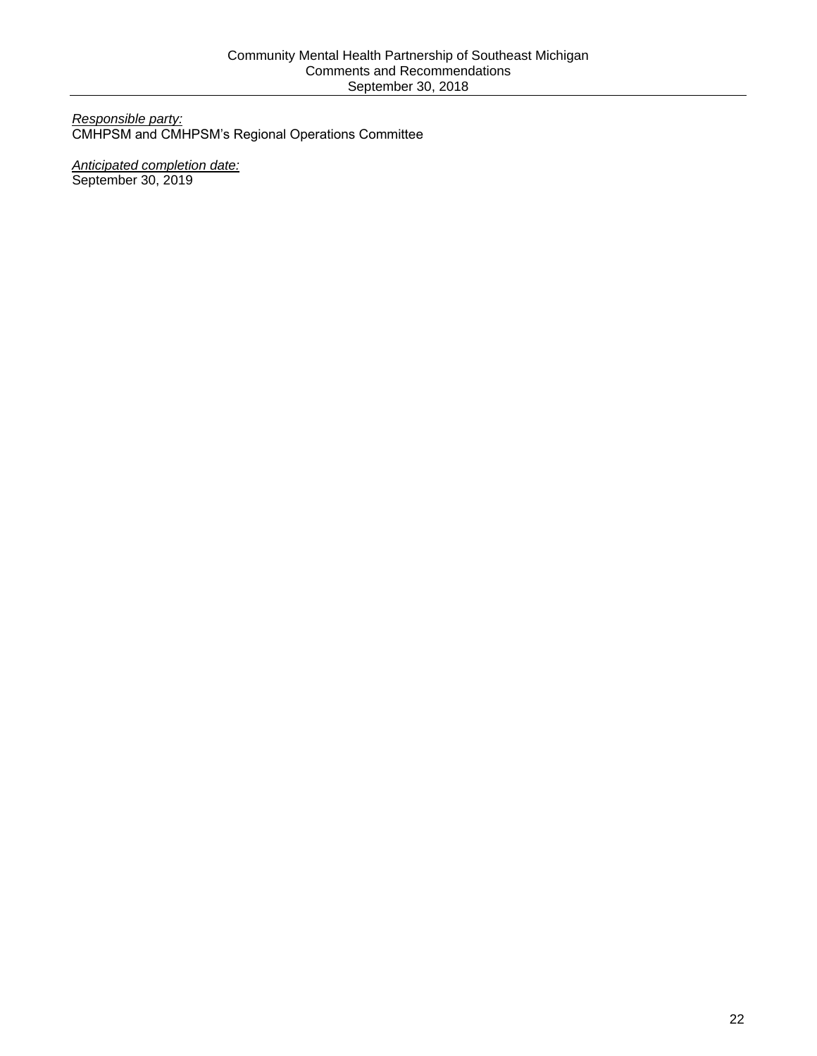*Responsible party:*
CMHPSM and CMHPSM's Regional Operations Committee

*Anticipated completion date:*
September 30, 2019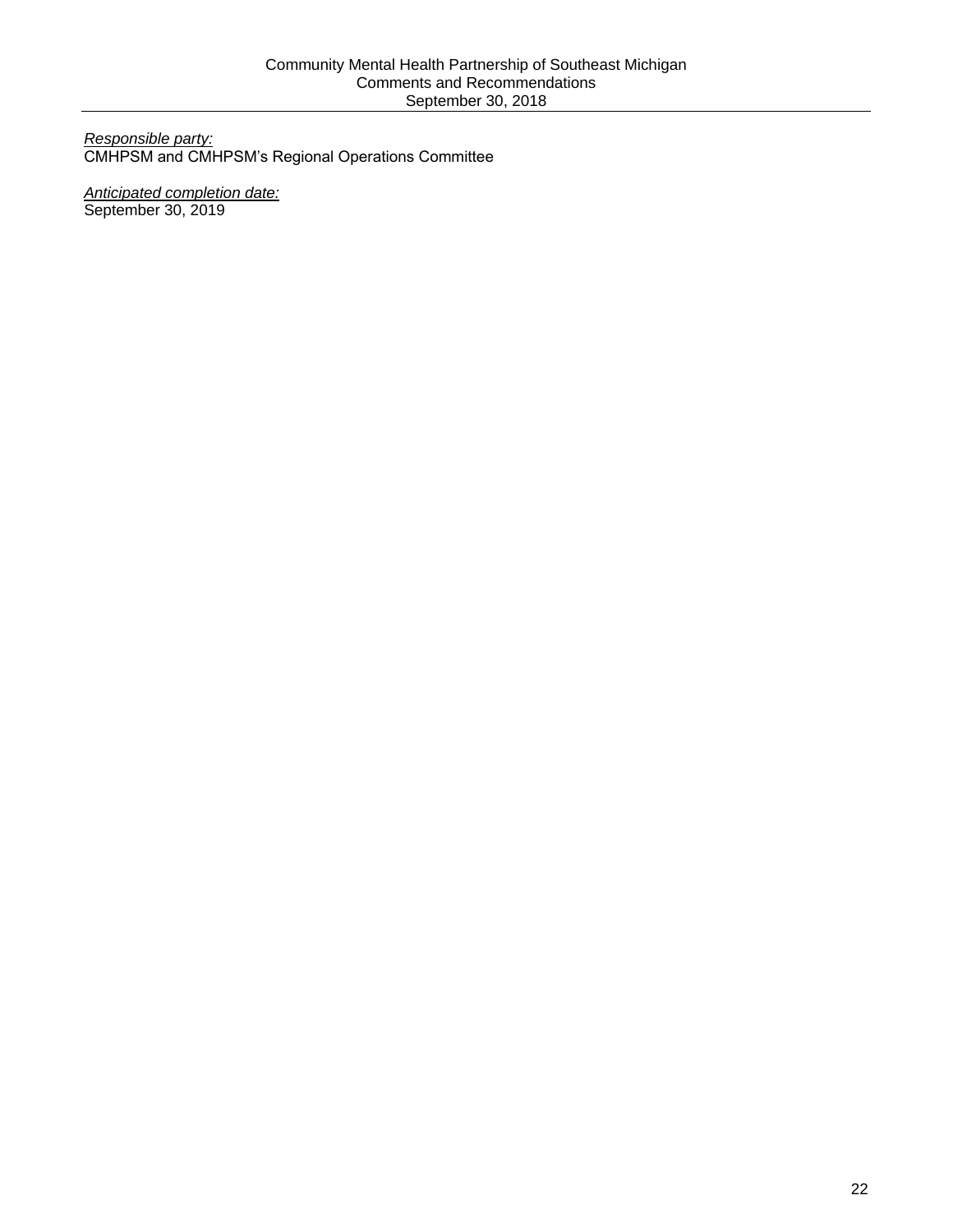*Responsible party:*
CMHPSM and CMHPSM's Regional Operations Committee

*Anticipated completion date:*
September 30, 2019